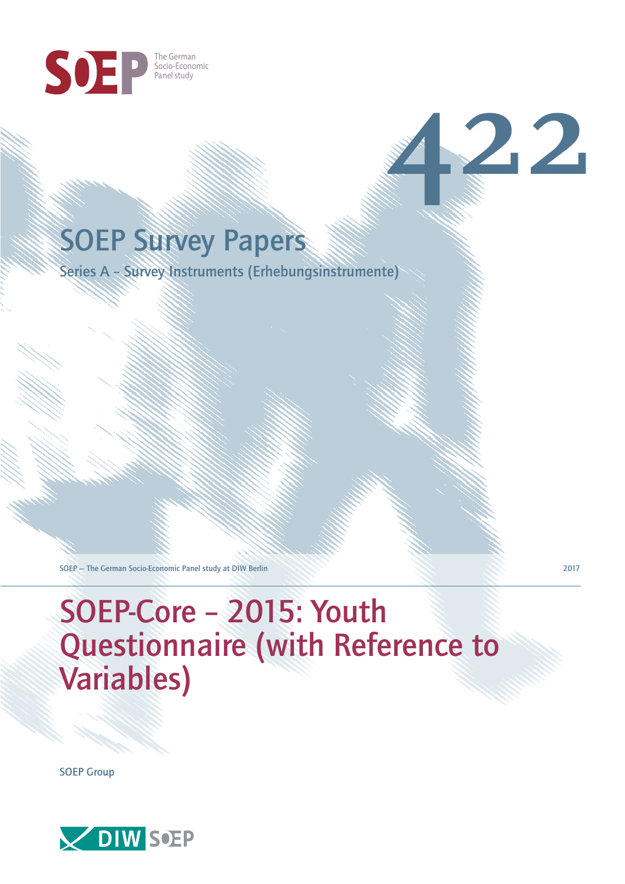SOEP The German Socio-Economic Panel study

422

# SOEP Survey Papers

Series A – Survey Instruments (Erhebungsinstrumente)

SOEP — The German Socio-Economic Panel study at DIW Berlin

2017

# SOEP-Core – 2015: Youth Questionnaire (with Reference to Variables)

SOEP Group

DIW SOEP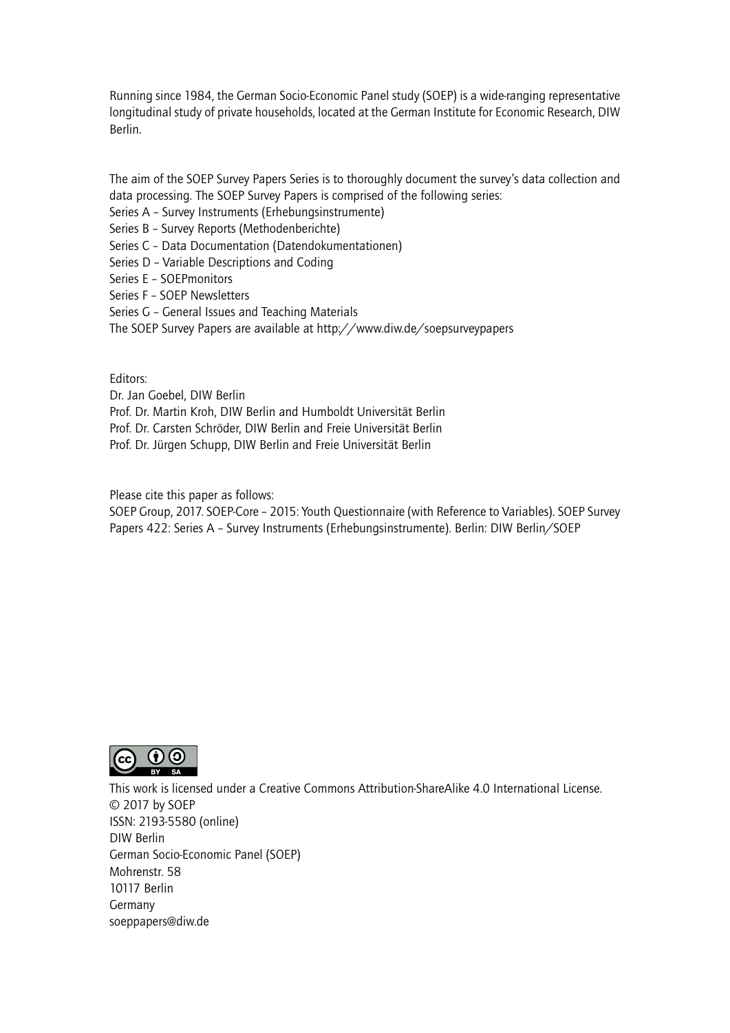Running since 1984, the German Socio-Economic Panel study (SOEP) is a wide-ranging representative longitudinal study of private households, located at the German Institute for Economic Research, DIW Berlin.

The aim of the SOEP Survey Papers Series is to thoroughly document the survey's data collection and data processing. The SOEP Survey Papers is comprised of the following series:

Series A – Survey Instruments (Erhebungsinstrumente)
Series B – Survey Reports (Methodenberichte)
Series C – Data Documentation (Datendokumentationen)
Series D – Variable Descriptions and Coding
Series E – SOEPmonitors
Series F – SOEP Newsletters
Series G – General Issues and Teaching Materials
The SOEP Survey Papers are available at http://www.diw.de/soepsurveypapers

Editors:
Dr. Jan Goebel, DIW Berlin
Prof. Dr. Martin Kroh, DIW Berlin and Humboldt Universität Berlin
Prof. Dr. Carsten Schröder, DIW Berlin and Freie Universität Berlin
Prof. Dr. Jürgen Schupp, DIW Berlin and Freie Universität Berlin

Please cite this paper as follows:
SOEP Group, 2017. SOEP-Core – 2015: Youth Questionnaire (with Reference to Variables). SOEP Survey Papers 422: Series A – Survey Instruments (Erhebungsinstrumente). Berlin: DIW Berlin/SOEP

This work is licensed under a Creative Commons Attribution-ShareAlike 4.0 International License.
© 2017 by SOEP
ISSN: 2193-5580 (online)
DIW Berlin
German Socio-Economic Panel (SOEP)
Mohrenstr. 58
10117 Berlin
Germany
soeppapers@diw.de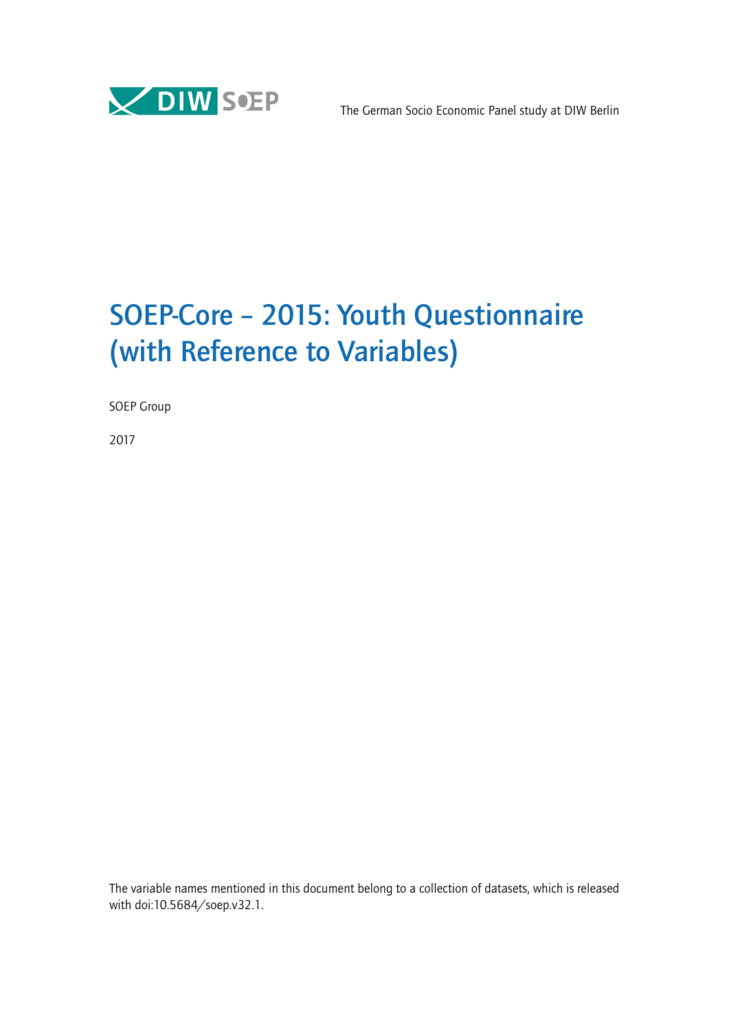The German Socio Economic Panel study at DIW Berlin

# SOEP-Core – 2015: Youth Questionnaire (with Reference to Variables)

SOEP Group

2017

The variable names mentioned in this document belong to a collection of datasets, which is released with doi:10.5684/soep.v32.1.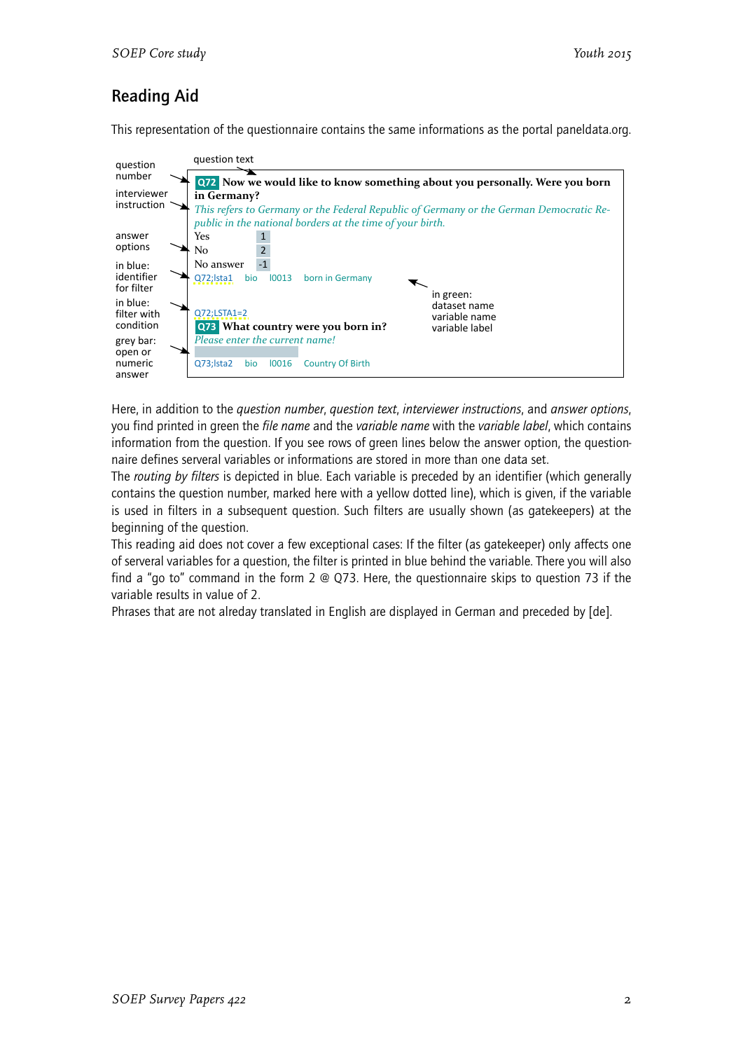## Reading Aid

This representation of the questionnaire contains the same informations as the portal paneldata.org.

question number → **Q72** Now we would like to know something about you personally. Were you born in Germany? ← question text

interviewer instruction → *This refers to Germany or the Federal Republic of Germany or the German Democratic Republic in the national borders at the time of your birth.*

answer options →

| | |
|---|---|
| Yes | 1 |
| No | 2 |
| No answer | -1 |

in blue: identifier for filter → Q72;lsta1 bio l0013 born in Germany ← in green: dataset name, variable name, variable label

in blue: filter with condition → Q72;LSTA1=2

**Q73** What country were you born in?

*Please enter the current name!*

grey bar: open or numeric answer → [ ]

Q73;lsta2 bio l0016 Country Of Birth

Here, in addition to the *question number*, *question text*, *interviewer instructions*, and *answer options*, you find printed in green the *file name* and the *variable name* with the *variable label*, which contains information from the question. If you see rows of green lines below the answer option, the questionnaire defines serveral variables or informations are stored in more than one data set.

The *routing by filters* is depicted in blue. Each variable is preceded by an identifier (which generally contains the question number, marked here with a yellow dotted line), which is given, if the variable is used in filters in a subsequent question. Such filters are usually shown (as gatekeepers) at the beginning of the question.

This reading aid does not cover a few exceptional cases: If the filter (as gatekeeper) only affects one of serveral variables for a question, the filter is printed in blue behind the variable. There you will also find a "go to" command in the form 2 @ Q73. Here, the questionnaire skips to question 73 if the variable results in value of 2.

Phrases that are not alreday translated in English are displayed in German and preceded by [de].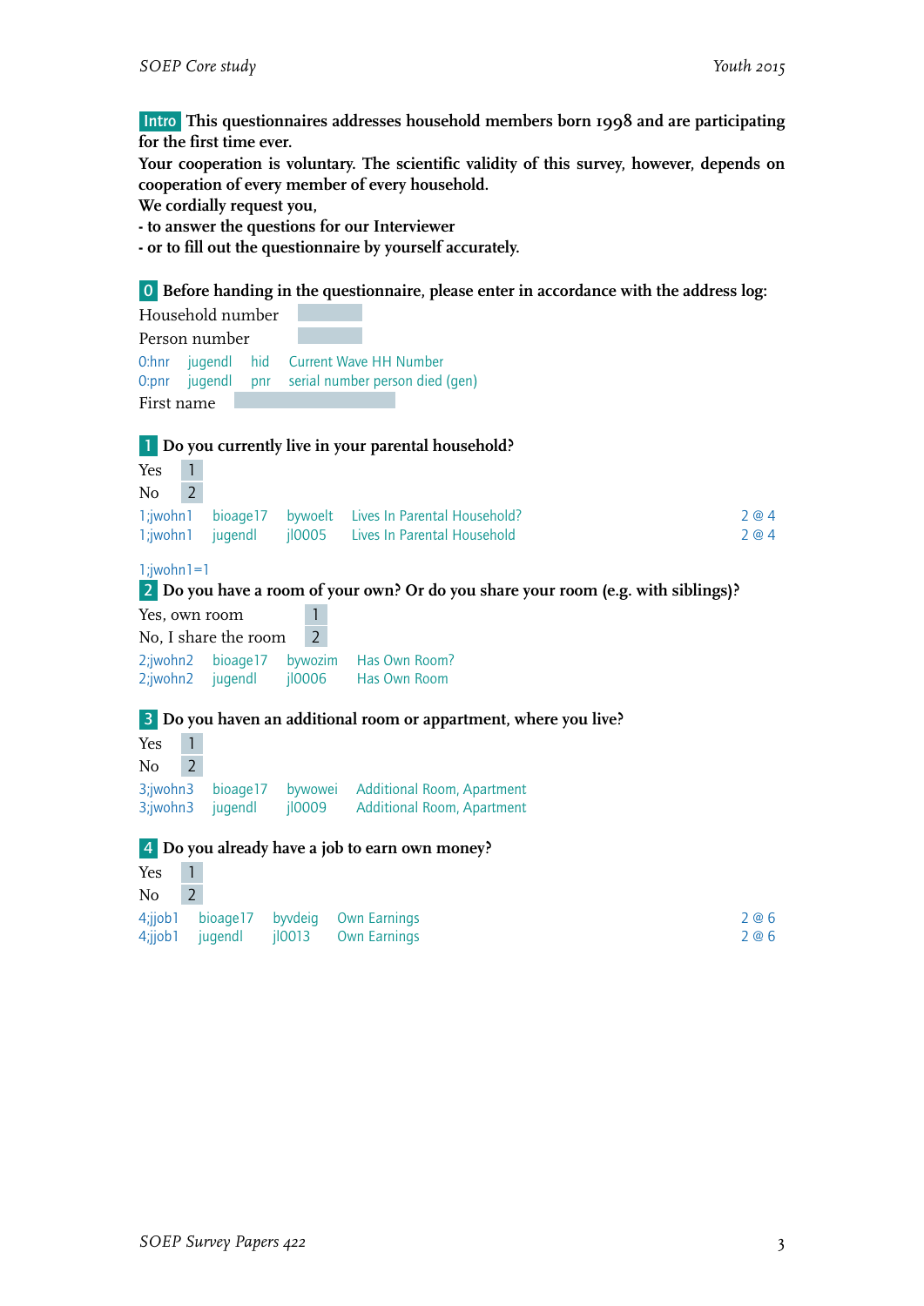**Intro** **This questionnaires addresses household members born 1998 and are participating for the first time ever.**
**Your cooperation is voluntary. The scientific validity of this survey, however, depends on cooperation of every member of every household.**
**We cordially request you,**
**- to answer the questions for our Interviewer**
**- or to fill out the questionnaire by yourself accurately.**

**0** **Before handing in the questionnaire, please enter in accordance with the address log:**

Household number

Person number

| | | | |
|---|---|---|---|
| 0:hnr | jugendl | hid | Current Wave HH Number |
| 0:pnr | jugendl | pnr | serial number person died (gen) |

First name

**1** **Do you currently live in your parental household?**

Yes 1
No 2

| | | | | |
|---|---|---|---|---|
| 1;jwohn1 | bioage17 | bywoelt | Lives In Parental Household? | 2 @ 4 |
| 1;jwohn1 | jugendl | jl0005 | Lives In Parental Household | 2 @ 4 |

1;jwohn1=1

**2** **Do you have a room of your own? Or do you share your room (e.g. with siblings)?**

Yes, own room 1
No, I share the room 2

| | | | |
|---|---|---|---|
| 2;jwohn2 | bioage17 | bywozim | Has Own Room? |
| 2;jwohn2 | jugendl | jl0006 | Has Own Room |

**3** **Do you haven an additional room or appartment, where you live?**

Yes 1
No 2

| | | | |
|---|---|---|---|
| 3;jwohn3 | bioage17 | bywowei | Additional Room, Apartment |
| 3;jwohn3 | jugendl | jl0009 | Additional Room, Apartment |

**4** **Do you already have a job to earn own money?**

Yes 1
No 2

| | | | | |
|---|---|---|---|---|
| 4;jjob1 | bioage17 | byvdeig | Own Earnings | 2 @ 6 |
| 4;jjob1 | jugendl | jl0013 | Own Earnings | 2 @ 6 |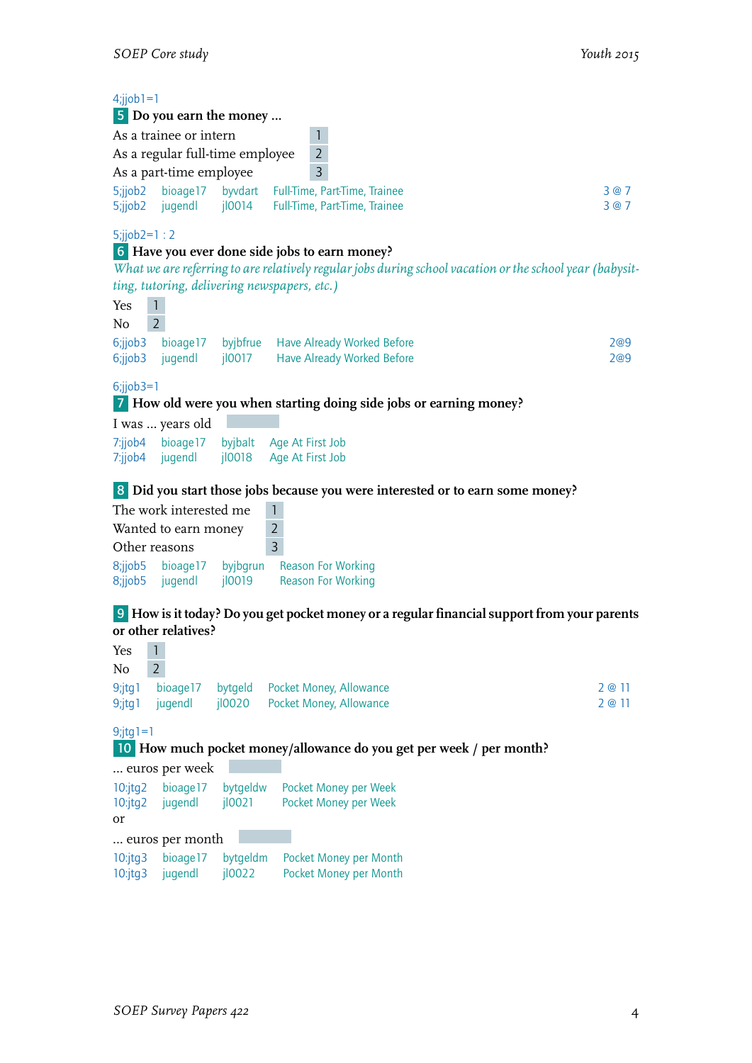4;jjob1=1

**5** **Do you earn the money ...**

| | |
|---|---|
| As a trainee or intern | 1 |
| As a regular full-time employee | 2 |
| As a part-time employee | 3 |

5;jjob2 bioage17 byvdart Full-Time, Part-Time, Trainee 3 @ 7
5;jjob2 jugendl jl0014 Full-Time, Part-Time, Trainee 3 @ 7

5;jjob2=1 : 2

**6** **Have you ever done side jobs to earn money?**

*What we are referring to are relatively regular jobs during school vacation or the school year (babysitting, tutoring, delivering newspapers, etc.)*

| | |
|---|---|
| Yes | 1 |
| No | 2 |

6;jjob3 bioage17 byjbfrue Have Already Worked Before 2@9
6;jjob3 jugendl jl0017 Have Already Worked Before 2@9

6;jjob3=1

**7** **How old were you when starting doing side jobs or earning money?**

I was ... years old

7;jjob4 bioage17 byjbalt Age At First Job
7;jjob4 jugendl jl0018 Age At First Job

**8** **Did you start those jobs because you were interested or to earn some money?**

| | |
|---|---|
| The work interested me | 1 |
| Wanted to earn money | 2 |
| Other reasons | 3 |

8;jjob5 bioage17 byjbgrun Reason For Working
8;jjob5 jugendl jl0019 Reason For Working

**9** **How is it today? Do you get pocket money or a regular financial support from your parents or other relatives?**

| | |
|---|---|
| Yes | 1 |
| No | 2 |

9;jtg1 bioage17 bytgeld Pocket Money, Allowance 2 @ 11
9;jtg1 jugendl jl0020 Pocket Money, Allowance 2 @ 11

9;jtg1=1

**10** **How much pocket money/allowance do you get per week / per month?**

... euros per week

10:jtg2 bioage17 bytgeldw Pocket Money per Week
10:jtg2 jugendl jl0021 Pocket Money per Week

or

... euros per month

10:jtg3 bioage17 bytgeldm Pocket Money per Month
10:jtg3 jugendl jl0022 Pocket Money per Month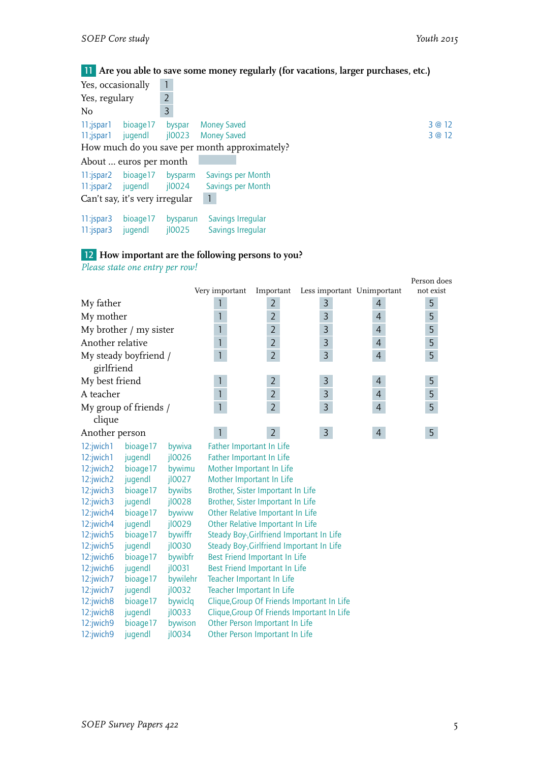**11** **Are you able to save some money regularly (for vacations, larger purchases, etc.)**

| | |
|---|---|
| Yes, occasionally | 1 |
| Yes, regulary | 2 |
| No | 3 |

| | | | | |
|---|---|---|---|---|
| 11:jspar1 | bioage17 | byspar | Money Saved | 3 @ 12 |
| 11:jspar1 | jugendl | jl0023 | Money Saved | 3 @ 12 |

How much do you save per month approximately?

About ... euros per month

| | | | |
|---|---|---|---|
| 11:jspar2 | bioage17 | bysparm | Savings per Month |
| 11:jspar2 | jugendl | jl0024 | Savings per Month |

Can't say, it's very irregular 1

| | | | |
|---|---|---|---|
| 11:jspar3 | bioage17 | bysparun | Savings Irregular |
| 11:jspar3 | jugendl | jl0025 | Savings Irregular |

**12** **How important are the following persons to you?**

*Please state one entry per row!*

| | Very important | Important | Less important | Unimportant | Person does not exist |
|---|---|---|---|---|---|
| My father | 1 | 2 | 3 | 4 | 5 |
| My mother | 1 | 2 | 3 | 4 | 5 |
| My brother / my sister | 1 | 2 | 3 | 4 | 5 |
| Another relative | 1 | 2 | 3 | 4 | 5 |
| My steady boyfriend / girlfriend | 1 | 2 | 3 | 4 | 5 |
| My best friend | 1 | 2 | 3 | 4 | 5 |
| A teacher | 1 | 2 | 3 | 4 | 5 |
| My group of friends / clique | 1 | 2 | 3 | 4 | 5 |
| Another person | 1 | 2 | 3 | 4 | 5 |

| | | | |
|---|---|---|---|
| 12:jwich1 | bioage17 | bywiva | Father Important In Life |
| 12:jwich1 | jugendl | jl0026 | Father Important In Life |
| 12:jwich2 | bioage17 | bywimu | Mother Important In Life |
| 12:jwich2 | jugendl | jl0027 | Mother Important In Life |
| 12:jwich3 | bioage17 | bywibs | Brother, Sister Important In Life |
| 12:jwich3 | jugendl | jl0028 | Brother, Sister Important In Life |
| 12:jwich4 | bioage17 | bywivw | Other Relative Important In Life |
| 12:jwich4 | jugendl | jl0029 | Other Relative Important In Life |
| 12:jwich5 | bioage17 | bywiffr | Steady Boy-,Girlfriend Important In Life |
| 12:jwich5 | jugendl | jl0030 | Steady Boy-,Girlfriend Important In Life |
| 12:jwich6 | bioage17 | bywibfr | Best Friend Important In Life |
| 12:jwich6 | jugendl | jl0031 | Best Friend Important In Life |
| 12:jwich7 | bioage17 | bywilehr | Teacher Important In Life |
| 12:jwich7 | jugendl | jl0032 | Teacher Important In Life |
| 12:jwich8 | bioage17 | bywiclq | Clique,Group Of Friends Important In Life |
| 12:jwich8 | jugendl | jl0033 | Clique,Group Of Friends Important In Life |
| 12:jwich9 | bioage17 | bywison | Other Person Important In Life |
| 12:jwich9 | jugendl | jl0034 | Other Person Important In Life |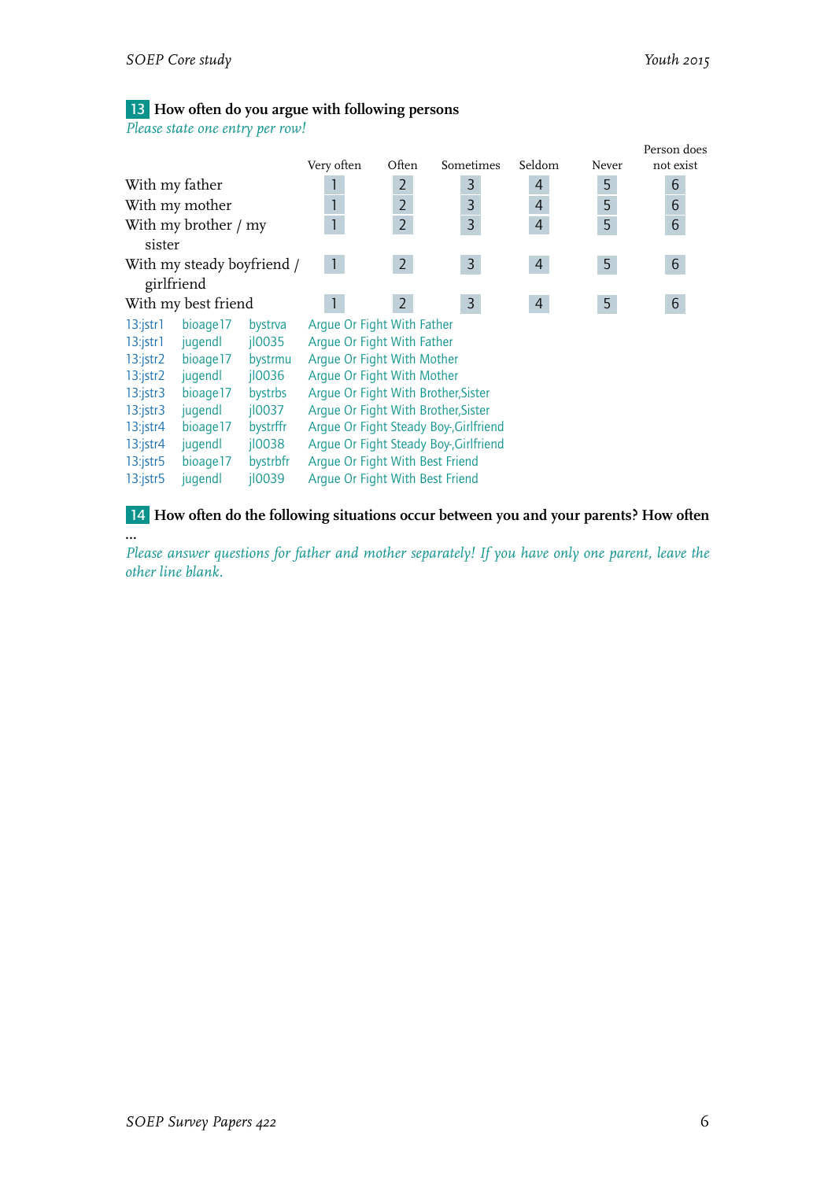## 13 How often do you argue with following persons

*Please state one entry per row!*

| | Very often | Often | Sometimes | Seldom | Never | Person does not exist |
|---|---|---|---|---|---|---|
| With my father | 1 | 2 | 3 | 4 | 5 | 6 |
| With my mother | 1 | 2 | 3 | 4 | 5 | 6 |
| With my brother / my sister | 1 | 2 | 3 | 4 | 5 | 6 |
| With my steady boyfriend / girlfriend | 1 | 2 | 3 | 4 | 5 | 6 |
| With my best friend | 1 | 2 | 3 | 4 | 5 | 6 |

| | | | |
|---|---|---|---|
| 13:jstr1 | bioage17 | bystrva | Argue Or Fight With Father |
| 13:jstr1 | jugendl | jl0035 | Argue Or Fight With Father |
| 13:jstr2 | bioage17 | bystrmu | Argue Or Fight With Mother |
| 13:jstr2 | jugendl | jl0036 | Argue Or Fight With Mother |
| 13:jstr3 | bioage17 | bystrbs | Argue Or Fight With Brother,Sister |
| 13:jstr3 | jugendl | jl0037 | Argue Or Fight With Brother,Sister |
| 13:jstr4 | bioage17 | bystrffr | Argue Or Fight Steady Boy-,Girlfriend |
| 13:jstr4 | jugendl | jl0038 | Argue Or Fight Steady Boy-,Girlfriend |
| 13:jstr5 | bioage17 | bystrbfr | Argue Or Fight With Best Friend |
| 13:jstr5 | jugendl | jl0039 | Argue Or Fight With Best Friend |

## 14 How often do the following situations occur between you and your parents? How often ...

*Please answer questions for father and mother separately! If you have only one parent, leave the other line blank.*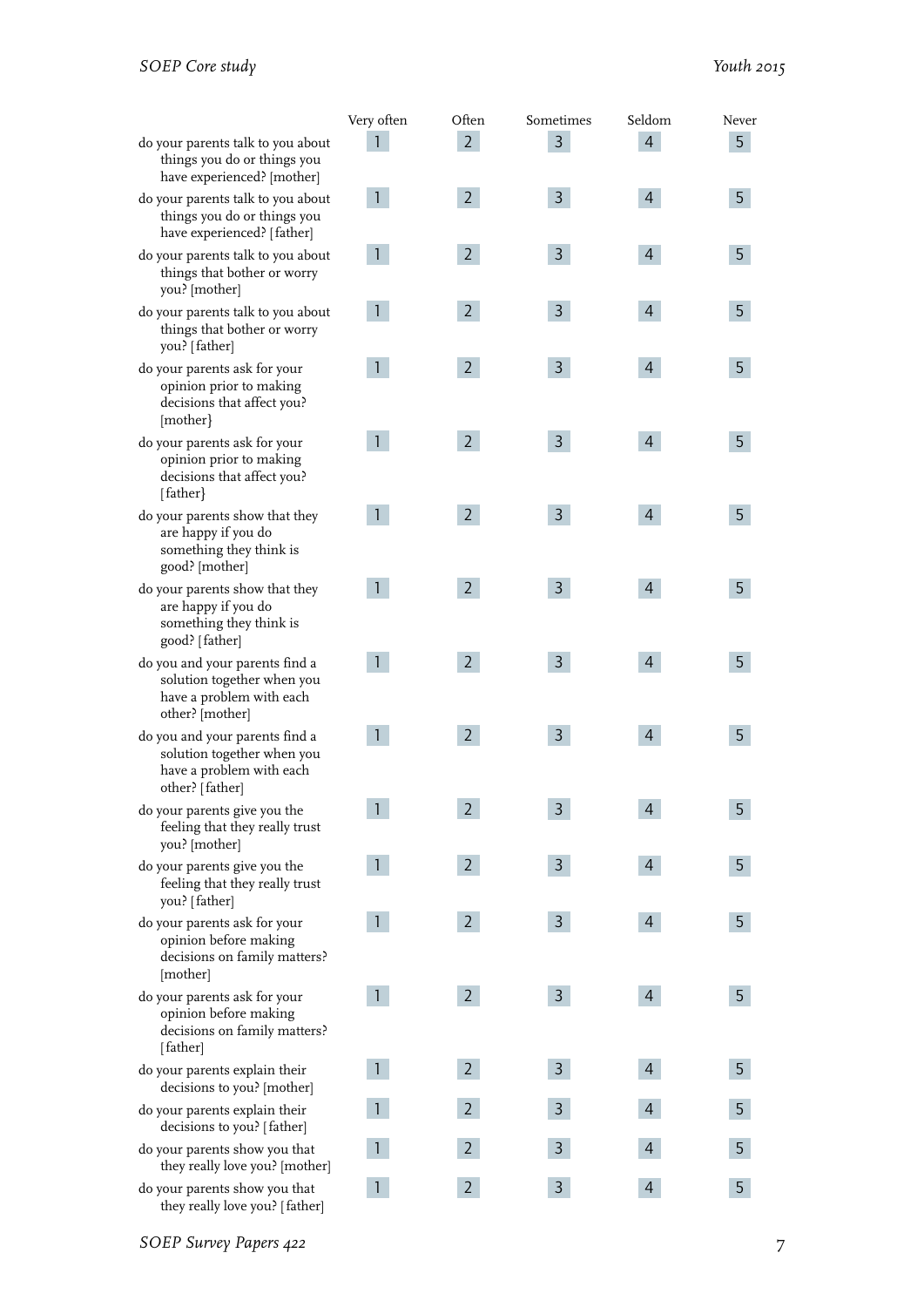| | Very often | Often | Sometimes | Seldom | Never |
|---|---|---|---|---|---|
| do your parents talk to you about things you do or things you have experienced? [mother] | 1 | 2 | 3 | 4 | 5 |
| do your parents talk to you about things you do or things you have experienced? [father] | 1 | 2 | 3 | 4 | 5 |
| do your parents talk to you about things that bother or worry you? [mother] | 1 | 2 | 3 | 4 | 5 |
| do your parents talk to you about things that bother or worry you? [father] | 1 | 2 | 3 | 4 | 5 |
| do your parents ask for your opinion prior to making decisions that affect you? [mother} | 1 | 2 | 3 | 4 | 5 |
| do your parents ask for your opinion prior to making decisions that affect you? [father} | 1 | 2 | 3 | 4 | 5 |
| do your parents show that they are happy if you do something they think is good? [mother] | 1 | 2 | 3 | 4 | 5 |
| do your parents show that they are happy if you do something they think is good? [father] | 1 | 2 | 3 | 4 | 5 |
| do you and your parents find a solution together when you have a problem with each other? [mother] | 1 | 2 | 3 | 4 | 5 |
| do you and your parents find a solution together when you have a problem with each other? [father] | 1 | 2 | 3 | 4 | 5 |
| do your parents give you the feeling that they really trust you? [mother] | 1 | 2 | 3 | 4 | 5 |
| do your parents give you the feeling that they really trust you? [father] | 1 | 2 | 3 | 4 | 5 |
| do your parents ask for your opinion before making decisions on family matters? [mother] | 1 | 2 | 3 | 4 | 5 |
| do your parents ask for your opinion before making decisions on family matters? [father] | 1 | 2 | 3 | 4 | 5 |
| do your parents explain their decisions to you? [mother] | 1 | 2 | 3 | 4 | 5 |
| do your parents explain their decisions to you? [father] | 1 | 2 | 3 | 4 | 5 |
| do your parents show you that they really love you? [mother] | 1 | 2 | 3 | 4 | 5 |
| do your parents show you that they really love you? [father] | 1 | 2 | 3 | 4 | 5 |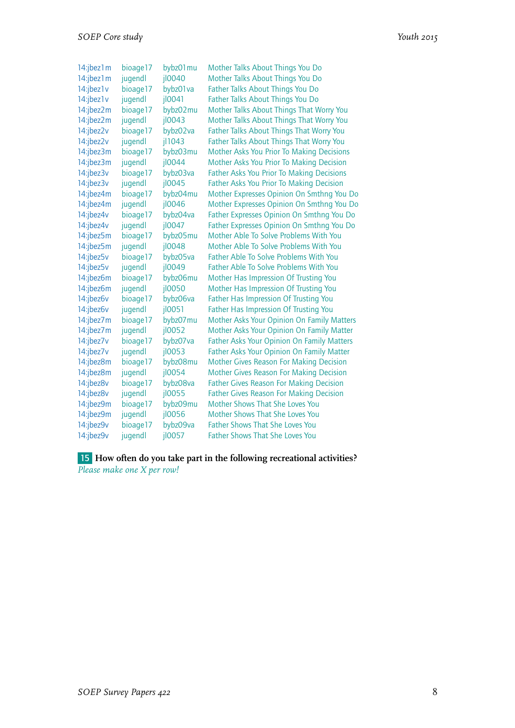| | | | |
|---|---|---|---|
| 14:jbez1m | bioage17 | bybz01mu | Mother Talks About Things You Do |
| 14:jbez1m | jugendl | jl0040 | Mother Talks About Things You Do |
| 14:jbez1v | bioage17 | bybz01va | Father Talks About Things You Do |
| 14:jbez1v | jugendl | jl0041 | Father Talks About Things You Do |
| 14:jbez2m | bioage17 | bybz02mu | Mother Talks About Things That Worry You |
| 14:jbez2m | jugendl | jl0043 | Mother Talks About Things That Worry You |
| 14:jbez2v | bioage17 | bybz02va | Father Talks About Things That Worry You |
| 14:jbez2v | jugendl | jl1043 | Father Talks About Things That Worry You |
| 14:jbez3m | bioage17 | bybz03mu | Mother Asks You Prior To Making Decisions |
| 14:jbez3m | jugendl | jl0044 | Mother Asks You Prior To Making Decision |
| 14:jbez3v | bioage17 | bybz03va | Father Asks You Prior To Making Decisions |
| 14:jbez3v | jugendl | jl0045 | Father Asks You Prior To Making Decision |
| 14:jbez4m | bioage17 | bybz04mu | Mother Expresses Opinion On Smthng You Do |
| 14:jbez4m | jugendl | jl0046 | Mother Expresses Opinion On Smthng You Do |
| 14:jbez4v | bioage17 | bybz04va | Father Expresses Opinion On Smthng You Do |
| 14:jbez4v | jugendl | jl0047 | Father Expresses Opinion On Smthng You Do |
| 14:jbez5m | bioage17 | bybz05mu | Mother Able To Solve Problems With You |
| 14:jbez5m | jugendl | jl0048 | Mother Able To Solve Problems With You |
| 14:jbez5v | bioage17 | bybz05va | Father Able To Solve Problems With You |
| 14:jbez5v | jugendl | jl0049 | Father Able To Solve Problems With You |
| 14:jbez6m | bioage17 | bybz06mu | Mother Has Impression Of Trusting You |
| 14:jbez6m | jugendl | jl0050 | Mother Has Impression Of Trusting You |
| 14:jbez6v | bioage17 | bybz06va | Father Has Impression Of Trusting You |
| 14:jbez6v | jugendl | jl0051 | Father Has Impression Of Trusting You |
| 14:jbez7m | bioage17 | bybz07mu | Mother Asks Your Opinion On Family Matters |
| 14:jbez7m | jugendl | jl0052 | Mother Asks Your Opinion On Family Matter |
| 14:jbez7v | bioage17 | bybz07va | Father Asks Your Opinion On Family Matters |
| 14:jbez7v | jugendl | jl0053 | Father Asks Your Opinion On Family Matter |
| 14:jbez8m | bioage17 | bybz08mu | Mother Gives Reason For Making Decision |
| 14:jbez8m | jugendl | jl0054 | Mother Gives Reason For Making Decision |
| 14:jbez8v | bioage17 | bybz08va | Father Gives Reason For Making Decision |
| 14:jbez8v | jugendl | jl0055 | Father Gives Reason For Making Decision |
| 14:jbez9m | bioage17 | bybz09mu | Mother Shows That She Loves You |
| 14:jbez9m | jugendl | jl0056 | Mother Shows That She Loves You |
| 14:jbez9v | bioage17 | bybz09va | Father Shows That She Loves You |
| 14:jbez9v | jugendl | jl0057 | Father Shows That She Loves You |

**15 How often do you take part in the following recreational activities?**
*Please make one X per row!*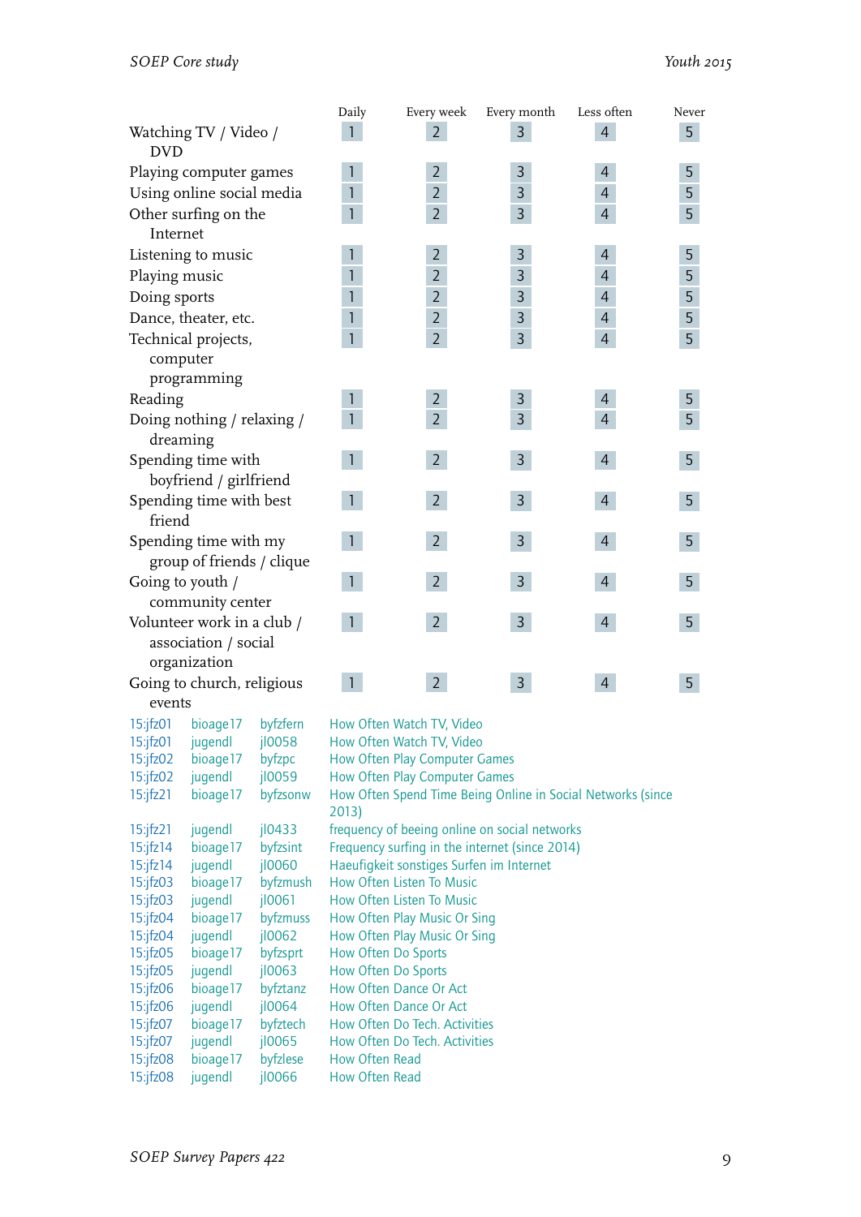| | Daily | Every week | Every month | Less often | Never |
|---|---|---|---|---|---|
| Watching TV / Video / DVD | 1 | 2 | 3 | 4 | 5 |
| Playing computer games | 1 | 2 | 3 | 4 | 5 |
| Using online social media | 1 | 2 | 3 | 4 | 5 |
| Other surfing on the Internet | 1 | 2 | 3 | 4 | 5 |
| Listening to music | 1 | 2 | 3 | 4 | 5 |
| Playing music | 1 | 2 | 3 | 4 | 5 |
| Doing sports | 1 | 2 | 3 | 4 | 5 |
| Dance, theater, etc. | 1 | 2 | 3 | 4 | 5 |
| Technical projects, computer programming | 1 | 2 | 3 | 4 | 5 |
| Reading | 1 | 2 | 3 | 4 | 5 |
| Doing nothing / relaxing / dreaming | 1 | 2 | 3 | 4 | 5 |
| Spending time with boyfriend / girlfriend | 1 | 2 | 3 | 4 | 5 |
| Spending time with best friend | 1 | 2 | 3 | 4 | 5 |
| Spending time with my group of friends / clique | 1 | 2 | 3 | 4 | 5 |
| Going to youth / community center | 1 | 2 | 3 | 4 | 5 |
| Volunteer work in a club / association / social organization | 1 | 2 | 3 | 4 | 5 |
| Going to church, religious events | 1 | 2 | 3 | 4 | 5 |

| | | | |
|---|---|---|---|
| 15:jfz01 | bioage17 | byfzfern | How Often Watch TV, Video |
| 15:jfz01 | jugendl | jl0058 | How Often Watch TV, Video |
| 15:jfz02 | bioage17 | byfzpc | How Often Play Computer Games |
| 15:jfz02 | jugendl | jl0059 | How Often Play Computer Games |
| 15:jfz21 | bioage17 | byfzsonw | How Often Spend Time Being Online in Social Networks (since 2013) |
| 15:jfz21 | jugendl | jl0433 | frequency of beeing online on social networks |
| 15:jfz14 | bioage17 | byfzsint | Frequency surfing in the internet (since 2014) |
| 15:jfz14 | jugendl | jl0060 | Haeufigkeit sonstiges Surfen im Internet |
| 15:jfz03 | bioage17 | byfzmush | How Often Listen To Music |
| 15:jfz03 | jugendl | jl0061 | How Often Listen To Music |
| 15:jfz04 | bioage17 | byfzmuss | How Often Play Music Or Sing |
| 15:jfz04 | jugendl | jl0062 | How Often Play Music Or Sing |
| 15:jfz05 | bioage17 | byfzsprt | How Often Do Sports |
| 15:jfz05 | jugendl | jl0063 | How Often Do Sports |
| 15:jfz06 | bioage17 | byfztanz | How Often Dance Or Act |
| 15:jfz06 | jugendl | jl0064 | How Often Dance Or Act |
| 15:jfz07 | bioage17 | byfztech | How Often Do Tech. Activities |
| 15:jfz07 | jugendl | jl0065 | How Often Do Tech. Activities |
| 15:jfz08 | bioage17 | byfzlese | How Often Read |
| 15:jfz08 | jugendl | jl0066 | How Often Read |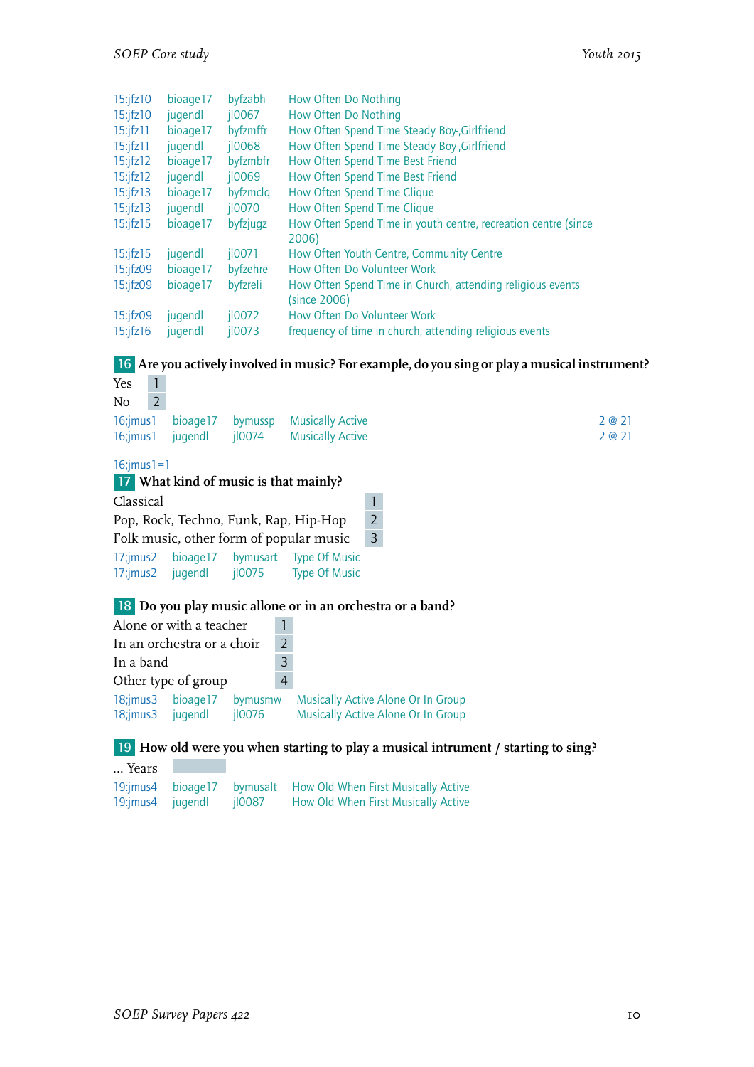| | | | |
|---|---|---|---|
| 15:jfz10 | bioage17 | byfzabh | How Often Do Nothing |
| 15:jfz10 | jugendl | jl0067 | How Often Do Nothing |
| 15:jfz11 | bioage17 | byfzmffr | How Often Spend Time Steady Boy-,Girlfriend |
| 15:jfz11 | jugendl | jl0068 | How Often Spend Time Steady Boy-,Girlfriend |
| 15:jfz12 | bioage17 | byfzmbfr | How Often Spend Time Best Friend |
| 15:jfz12 | jugendl | jl0069 | How Often Spend Time Best Friend |
| 15:jfz13 | bioage17 | byfzmclq | How Often Spend Time Clique |
| 15:jfz13 | jugendl | jl0070 | How Often Spend Time Clique |
| 15:jfz15 | bioage17 | byfzjugz | How Often Spend Time in youth centre, recreation centre (since 2006) |
| 15:jfz15 | jugendl | jl0071 | How Often Youth Centre, Community Centre |
| 15:jfz09 | bioage17 | byfzehre | How Often Do Volunteer Work |
| 15:jfz09 | bioage17 | byfzreli | How Often Spend Time in Church, attending religious events (since 2006) |
| 15:jfz09 | jugendl | jl0072 | How Often Do Volunteer Work |
| 15:jfz16 | jugendl | jl0073 | frequency of time in church, attending religious events |

**16** **Are you actively involved in music? For example, do you sing or play a musical instrument?**

| | |
|---|---|
| Yes | 1 |
| No | 2 |

| | | | | |
|---|---|---|---|---|
| 16;jmus1 | bioage17 | bymussp | Musically Active | 2 @ 21 |
| 16;jmus1 | jugendl | jl0074 | Musically Active | 2 @ 21 |

16;jmus1=1

**17** **What kind of music is that mainly?**

| | |
|---|---|
| Classical | 1 |
| Pop, Rock, Techno, Funk, Rap, Hip-Hop | 2 |
| Folk music, other form of popular music | 3 |

| | | | |
|---|---|---|---|
| 17;jmus2 | bioage17 | bymusart | Type Of Music |
| 17;jmus2 | jugendl | jl0075 | Type Of Music |

**18** **Do you play music allone or in an orchestra or a band?**

| | |
|---|---|
| Alone or with a teacher | 1 |
| In an orchestra or a choir | 2 |
| In a band | 3 |
| Other type of group | 4 |

| | | | |
|---|---|---|---|
| 18;jmus3 | bioage17 | bymusmw | Musically Active Alone Or In Group |
| 18;jmus3 | jugendl | jl0076 | Musically Active Alone Or In Group |

**19** **How old were you when starting to play a musical intrument / starting to sing?**

... Years

| | | | |
|---|---|---|---|
| 19;jmus4 | bioage17 | bymusalt | How Old When First Musically Active |
| 19;jmus4 | jugendl | jl0087 | How Old When First Musically Active |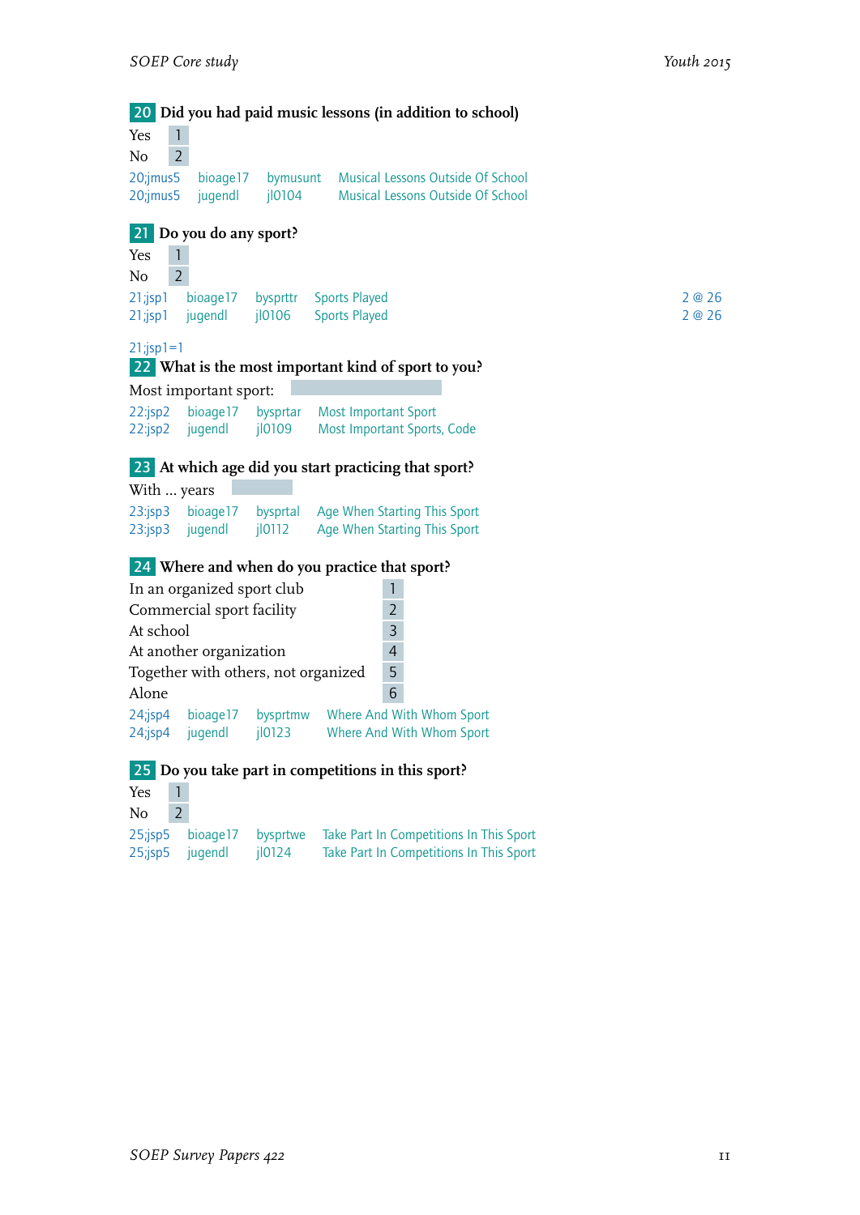**20** **Did you had paid music lessons (in addition to school)**

| | |
|---|---|
| Yes | 1 |
| No | 2 |

20;jmus5 bioage17 bymusunt Musical Lessons Outside Of School
20;jmus5 jugendl jl0104 Musical Lessons Outside Of School

**21** **Do you do any sport?**

| | |
|---|---|
| Yes | 1 |
| No | 2 |

21;jsp1 bioage17 bysprttr Sports Played 2 @ 26
21;jsp1 jugendl jl0106 Sports Played 2 @ 26

21;jsp1=1

**22** **What is the most important kind of sport to you?**

Most important sport: ______

22:jsp2 bioage17 bysprtar Most Important Sport
22:jsp2 jugendl jl0109 Most Important Sports, Code

**23** **At which age did you start practicing that sport?**

With ... years ______

23:jsp3 bioage17 bysprtal Age When Starting This Sport
23:jsp3 jugendl jl0112 Age When Starting This Sport

**24** **Where and when do you practice that sport?**

| | |
|---|---|
| In an organized sport club | 1 |
| Commercial sport facility | 2 |
| At school | 3 |
| At another organization | 4 |
| Together with others, not organized | 5 |
| Alone | 6 |

24;jsp4 bioage17 bysprtmw Where And With Whom Sport
24;jsp4 jugendl jl0123 Where And With Whom Sport

**25** **Do you take part in competitions in this sport?**

| | |
|---|---|
| Yes | 1 |
| No | 2 |

25;jsp5 bioage17 bysprtwe Take Part In Competitions In This Sport
25;jsp5 jugendl jl0124 Take Part In Competitions In This Sport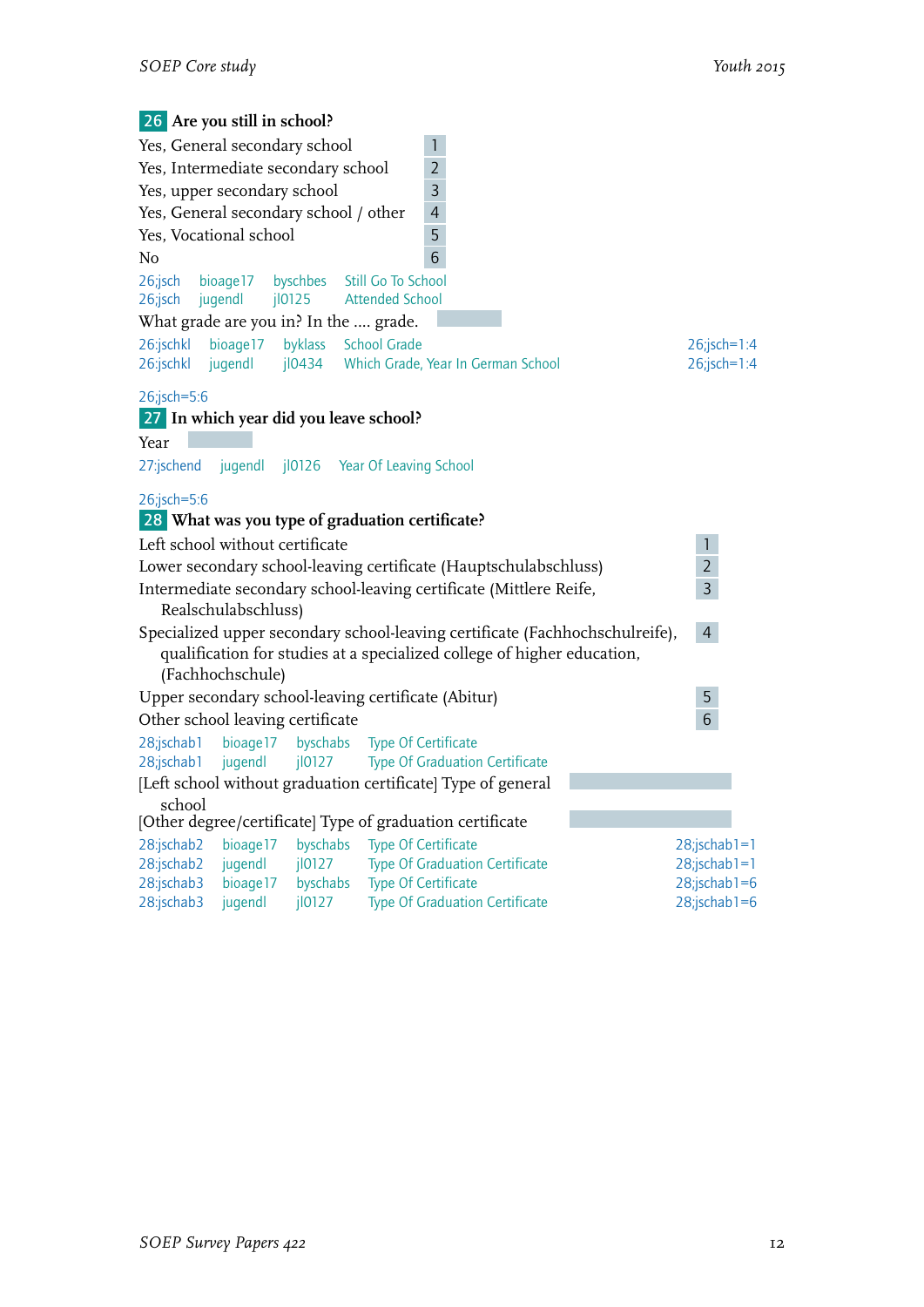**26** **Are you still in school?**

| | |
|---|---|
| Yes, General secondary school | 1 |
| Yes, Intermediate secondary school | 2 |
| Yes, upper secondary school | 3 |
| Yes, General secondary school / other | 4 |
| Yes, Vocational school | 5 |
| No | 6 |

| | | | |
|---|---|---|---|
| 26;jsch | bioage17 | byschbes | Still Go To School |
| 26;jsch | jugendl | jl0125 | Attended School |

What grade are you in? In the .... grade.

| | | | | |
|---|---|---|---|---|
| 26:jschkl | bioage17 | byklass | School Grade | 26;jsch=1:4 |
| 26:jschkl | jugendl | jl0434 | Which Grade, Year In German School | 26;jsch=1:4 |

26;jsch=5:6

**27** **In which year did you leave school?**

Year

| | | | |
|---|---|---|---|
| 27:jschend | jugendl | jl0126 | Year Of Leaving School |

26;jsch=5:6

**28** **What was you type of graduation certificate?**

| | |
|---|---|
| Left school without certificate | 1 |
| Lower secondary school-leaving certificate (Hauptschulabschluss) | 2 |
| Intermediate secondary school-leaving certificate (Mittlere Reife, Realschulabschluss) | 3 |
| Specialized upper secondary school-leaving certificate (Fachhochschulreife), qualification for studies at a specialized college of higher education, (Fachhochschule) | 4 |
| Upper secondary school-leaving certificate (Abitur) | 5 |
| Other school leaving certificate | 6 |

| | | | |
|---|---|---|---|
| 28;jschab1 | bioage17 | byschabs | Type Of Certificate |
| 28;jschab1 | jugendl | jl0127 | Type Of Graduation Certificate |

[Left school without graduation certificate] Type of general school

[Other degree/certificate] Type of graduation certificate

| | | | | |
|---|---|---|---|---|
| 28:jschab2 | bioage17 | byschabs | Type Of Certificate | 28;jschab1=1 |
| 28:jschab2 | jugendl | jl0127 | Type Of Graduation Certificate | 28;jschab1=1 |
| 28:jschab3 | bioage17 | byschabs | Type Of Certificate | 28;jschab1=6 |
| 28:jschab3 | jugendl | jl0127 | Type Of Graduation Certificate | 28;jschab1=6 |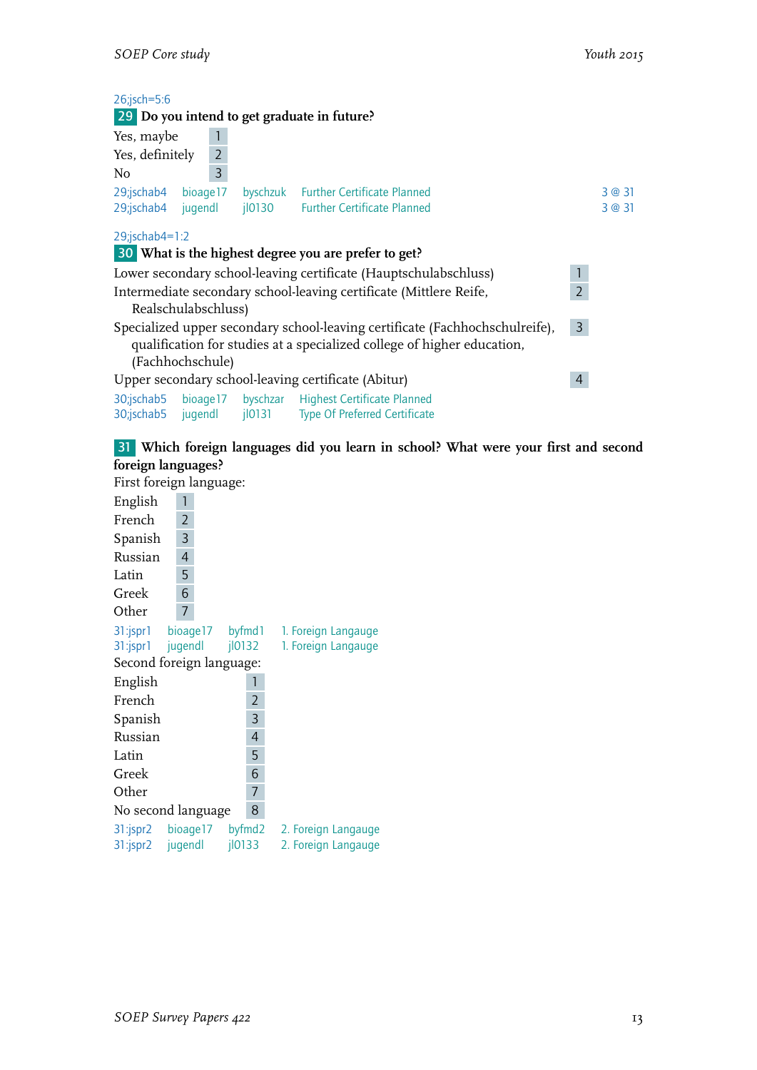26;jsch=5:6

**29** **Do you intend to get graduate in future?**

| | |
|---|---|
| Yes, maybe | 1 |
| Yes, definitely | 2 |
| No | 3 |

| | | | | |
|---|---|---|---|---|
| 29;jschab4 | bioage17 | byschzuk | Further Certificate Planned | 3 @ 31 |
| 29;jschab4 | jugendl | jl0130 | Further Certificate Planned | 3 @ 31 |

29;jschab4=1:2

**30** **What is the highest degree you are prefer to get?**

| | |
|---|---|
| Lower secondary school-leaving certificate (Hauptschulabschluss) | 1 |
| Intermediate secondary school-leaving certificate (Mittlere Reife, Realschulabschluss) | 2 |
| Specialized upper secondary school-leaving certificate (Fachhochschulreife), qualification for studies at a specialized college of higher education, (Fachhochschule) | 3 |
| Upper secondary school-leaving certificate (Abitur) | 4 |

| | | | |
|---|---|---|---|
| 30;jschab5 | bioage17 | byschzar | Highest Certificate Planned |
| 30;jschab5 | jugendl | jl0131 | Type Of Preferred Certificate |

**31** **Which foreign languages did you learn in school? What were your first and second foreign languages?**

First foreign language:

| | |
|---|---|
| English | 1 |
| French | 2 |
| Spanish | 3 |
| Russian | 4 |
| Latin | 5 |
| Greek | 6 |
| Other | 7 |

| | | | |
|---|---|---|---|
| 31:jspr1 | bioage17 | byfmd1 | 1. Foreign Langauge |
| 31:jspr1 | jugendl | jl0132 | 1. Foreign Langauge |

Second foreign language:

| | |
|---|---|
| English | 1 |
| French | 2 |
| Spanish | 3 |
| Russian | 4 |
| Latin | 5 |
| Greek | 6 |
| Other | 7 |
| No second language | 8 |

| | | | |
|---|---|---|---|
| 31:jspr2 | bioage17 | byfmd2 | 2. Foreign Langauge |
| 31:jspr2 | jugendl | jl0133 | 2. Foreign Langauge |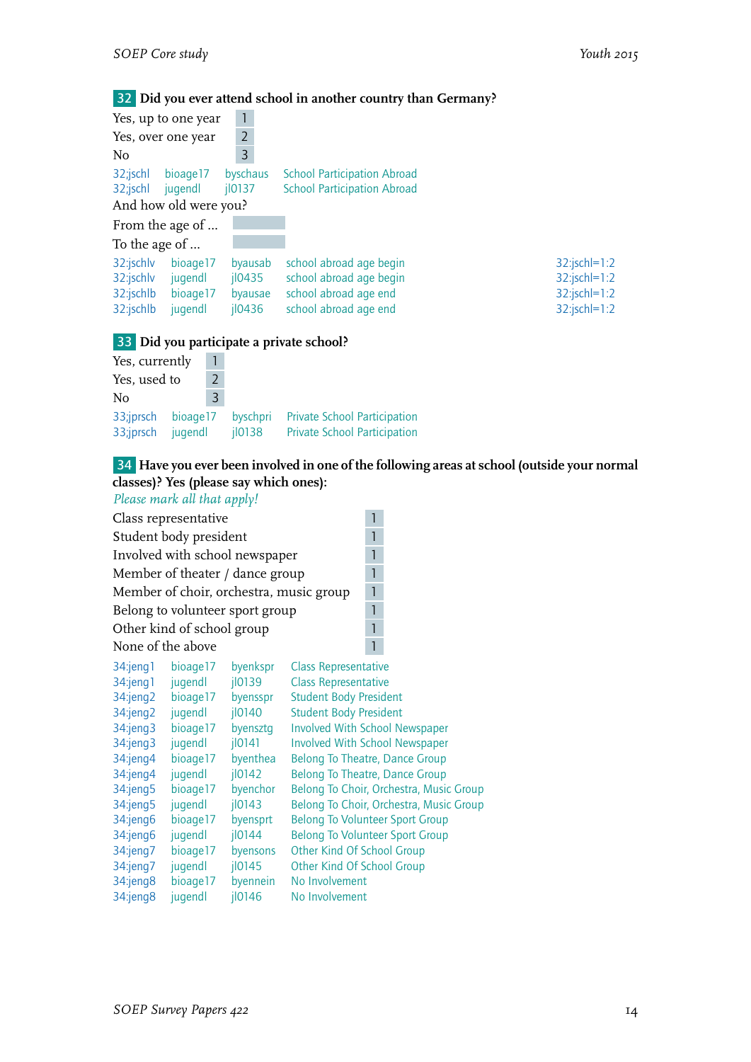**32** **Did you ever attend school in another country than Germany?**

| | |
|---|---|
| Yes, up to one year | 1 |
| Yes, over one year | 2 |
| No | 3 |

| | | | |
|---|---|---|---|
| 32;jschl | bioage17 | byschaus | School Participation Abroad |
| 32;jschl | jugendl | jl0137 | School Participation Abroad |

And how old were you?

From the age of ...

To the age of ...

| | | | | |
|---|---|---|---|---|
| 32:jschlv | bioage17 | byausab | school abroad age begin | 32:jschl=1:2 |
| 32:jschlv | jugendl | jl0435 | school abroad age begin | 32:jschl=1:2 |
| 32:jschlb | bioage17 | byausae | school abroad age end | 32:jschl=1:2 |
| 32:jschlb | jugendl | jl0436 | school abroad age end | 32:jschl=1:2 |

**33** **Did you participate a private school?**

| | |
|---|---|
| Yes, currently | 1 |
| Yes, used to | 2 |
| No | 3 |

| | | | |
|---|---|---|---|
| 33;jprsch | bioage17 | byschpri | Private School Participation |
| 33;jprsch | jugendl | jl0138 | Private School Participation |

**34** **Have you ever been involved in one of the following areas at school (outside your normal classes)? Yes (please say which ones):**

*Please mark all that apply!*

| | |
|---|---|
| Class representative | 1 |
| Student body president | 1 |
| Involved with school newspaper | 1 |
| Member of theater / dance group | 1 |
| Member of choir, orchestra, music group | 1 |
| Belong to volunteer sport group | 1 |
| Other kind of school group | 1 |
| None of the above | 1 |

| | | | |
|---|---|---|---|
| 34:jeng1 | bioage17 | byenkspr | Class Representative |
| 34:jeng1 | jugendl | jl0139 | Class Representative |
| 34:jeng2 | bioage17 | byenssprr | Student Body President |
| 34:jeng2 | jugendl | jl0140 | Student Body President |
| 34:jeng3 | bioage17 | byensztg | Involved With School Newspaper |
| 34:jeng3 | jugendl | jl0141 | Involved With School Newspaper |
| 34:jeng4 | bioage17 | byenthea | Belong To Theatre, Dance Group |
| 34:jeng4 | jugendl | jl0142 | Belong To Theatre, Dance Group |
| 34:jeng5 | bioage17 | byenchor | Belong To Choir, Orchestra, Music Group |
| 34:jeng5 | jugendl | jl0143 | Belong To Choir, Orchestra, Music Group |
| 34:jeng6 | bioage17 | byensprt | Belong To Volunteer Sport Group |
| 34:jeng6 | jugendl | jl0144 | Belong To Volunteer Sport Group |
| 34:jeng7 | bioage17 | byensons | Other Kind Of School Group |
| 34:jeng7 | jugendl | jl0145 | Other Kind Of School Group |
| 34:jeng8 | bioage17 | byennein | No Involvement |
| 34:jeng8 | jugendl | jl0146 | No Involvement |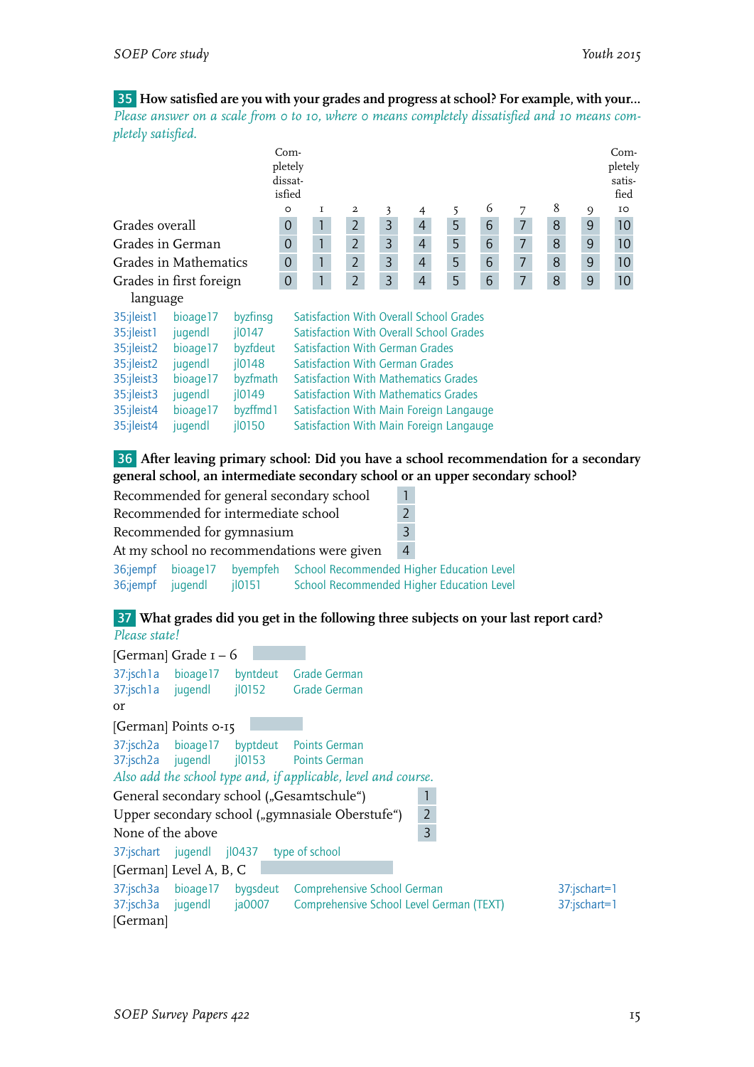**35 How satisfied are you with your grades and progress at school? For example, with your...**

*Please answer on a scale from 0 to 10, where 0 means completely dissatisfied and 10 means completely satisfied.*

| | Completely dissatisfied 0 | 1 | 2 | 3 | 4 | 5 | 6 | 7 | 8 | 9 | Completely satisfied 10 |
|---|---|---|---|---|---|---|---|---|---|---|---|
| Grades overall | 0 | 1 | 2 | 3 | 4 | 5 | 6 | 7 | 8 | 9 | 10 |
| Grades in German | 0 | 1 | 2 | 3 | 4 | 5 | 6 | 7 | 8 | 9 | 10 |
| Grades in Mathematics | 0 | 1 | 2 | 3 | 4 | 5 | 6 | 7 | 8 | 9 | 10 |
| Grades in first foreign language | 0 | 1 | 2 | 3 | 4 | 5 | 6 | 7 | 8 | 9 | 10 |

| | | | |
|---|---|---|---|
| 35:jleist1 | bioage17 | byzfinsg | Satisfaction With Overall School Grades |
| 35:jleist1 | jugendl | jl0147 | Satisfaction With Overall School Grades |
| 35:jleist2 | bioage17 | byzfdeut | Satisfaction With German Grades |
| 35:jleist2 | jugendl | jl0148 | Satisfaction With German Grades |
| 35:jleist3 | bioage17 | byzfmath | Satisfaction With Mathematics Grades |
| 35:jleist3 | jugendl | jl0149 | Satisfaction With Mathematics Grades |
| 35:jleist4 | bioage17 | byzffmd1 | Satisfaction With Main Foreign Langauge |
| 35:jleist4 | jugendl | jl0150 | Satisfaction With Main Foreign Langauge |

**36 After leaving primary school: Did you have a school recommendation for a secondary general school, an intermediate secondary school or an upper secondary school?**

| | |
|---|---|
| Recommended for general secondary school | 1 |
| Recommended for intermediate school | 2 |
| Recommended for gymnasium | 3 |
| At my school no recommendations were given | 4 |

| | | | |
|---|---|---|---|
| 36;jempf | bioage17 | byempfeh | School Recommended Higher Education Level |
| 36;jempf | jugendl | jl0151 | School Recommended Higher Education Level |

**37 What grades did you get in the following three subjects on your last report card?**

*Please state!*

[German] Grade 1 – 6 ______

| | | | |
|---|---|---|---|
| 37:jsch1a | bioage17 | byntdeut | Grade German |
| 37:jsch1a | jugendl | jl0152 | Grade German |

or

[German] Points 0-15 ______

| | | | |
|---|---|---|---|
| 37:jsch2a | bioage17 | byptdeut | Points German |
| 37:jsch2a | jugendl | jl0153 | Points German |

*Also add the school type and, if applicable, level and course.*

| | |
|---|---|
| General secondary school („Gesamtschule“) | 1 |
| Upper secondary school („gymnasiale Oberstufe“) | 2 |
| None of the above | 3 |

| | | | |
|---|---|---|---|
| 37:jschart | jugendl | jl0437 | type of school |

[German] Level A, B, C ______

| | | | | |
|---|---|---|---|---|
| 37:jsch3a | bioage17 | bygsdeut | Comprehensive School German | 37:jschart=1 |
| 37:jsch3a | jugendl | ja0007 | Comprehensive School Level German (TEXT) | 37:jschart=1 |

[German]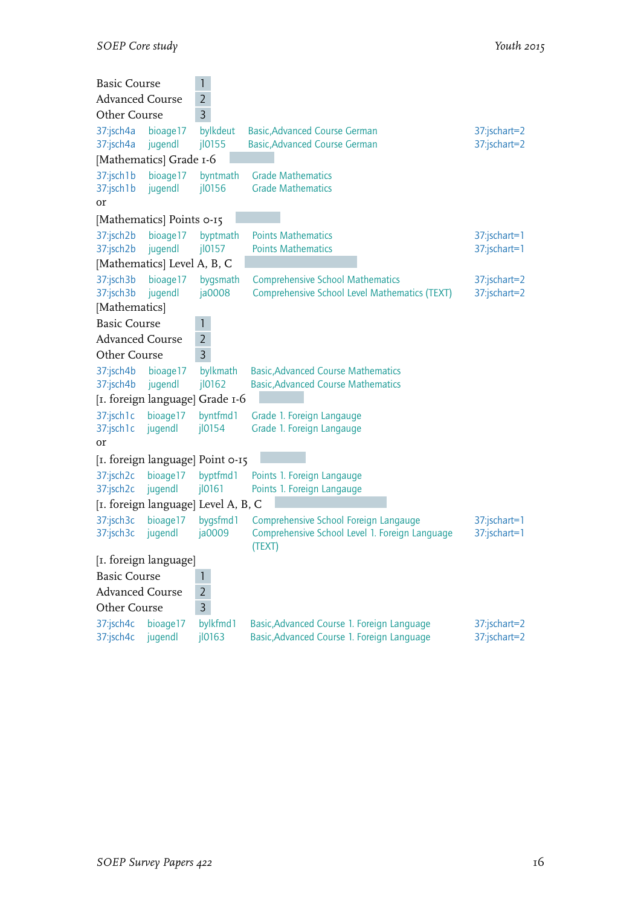Basic Course 1
Advanced Course 2
Other Course 3

| | | | | |
|---|---|---|---|---|
| 37:jsch4a | bioage17 | bylkdeut | Basic,Advanced Course German | 37:jschart=2 |
| 37:jsch4a | jugendl | jl0155 | Basic,Advanced Course German | 37:jschart=2 |

[Mathematics] Grade 1-6

| | | | | |
|---|---|---|---|---|
| 37:jsch1b | bioage17 | byntmath | Grade Mathematics | |
| 37:jsch1b | jugendl | jl0156 | Grade Mathematics | |

or

[Mathematics] Points 0-15

| | | | | |
|---|---|---|---|---|
| 37:jsch2b | bioage17 | byptmath | Points Mathematics | 37:jschart=1 |
| 37:jsch2b | jugendl | jl0157 | Points Mathematics | 37:jschart=1 |

[Mathematics] Level A, B, C

| | | | | |
|---|---|---|---|---|
| 37:jsch3b | bioage17 | bygsmath | Comprehensive School Mathematics | 37:jschart=2 |
| 37:jsch3b | jugendl | ja0008 | Comprehensive School Level Mathematics (TEXT) | 37:jschart=2 |

[Mathematics]

Basic Course 1
Advanced Course 2
Other Course 3

| | | | | |
|---|---|---|---|---|
| 37:jsch4b | bioage17 | bylkmath | Basic,Advanced Course Mathematics | |
| 37:jsch4b | jugendl | jl0162 | Basic,Advanced Course Mathematics | |

[1. foreign language] Grade 1-6

| | | | | |
|---|---|---|---|---|
| 37:jsch1c | bioage17 | byntfmd1 | Grade 1. Foreign Langauge | |
| 37:jsch1c | jugendl | jl0154 | Grade 1. Foreign Langauge | |

or

[1. foreign language] Point 0-15

| | | | | |
|---|---|---|---|---|
| 37:jsch2c | bioage17 | byptfmd1 | Points 1. Foreign Langauge | |
| 37:jsch2c | jugendl | jl0161 | Points 1. Foreign Langauge | |

[1. foreign language] Level A, B, C

| | | | | |
|---|---|---|---|---|
| 37:jsch3c | bioage17 | bygsfmd1 | Comprehensive School Foreign Langauge | 37:jschart=1 |
| 37:jsch3c | jugendl | ja0009 | Comprehensive School Level 1. Foreign Language (TEXT) | 37:jschart=1 |

[1. foreign language]

Basic Course 1
Advanced Course 2
Other Course 3

| | | | | |
|---|---|---|---|---|
| 37:jsch4c | bioage17 | bylkfmd1 | Basic,Advanced Course 1. Foreign Language | 37:jschart=2 |
| 37:jsch4c | jugendl | jl0163 | Basic,Advanced Course 1. Foreign Language | 37:jschart=2 |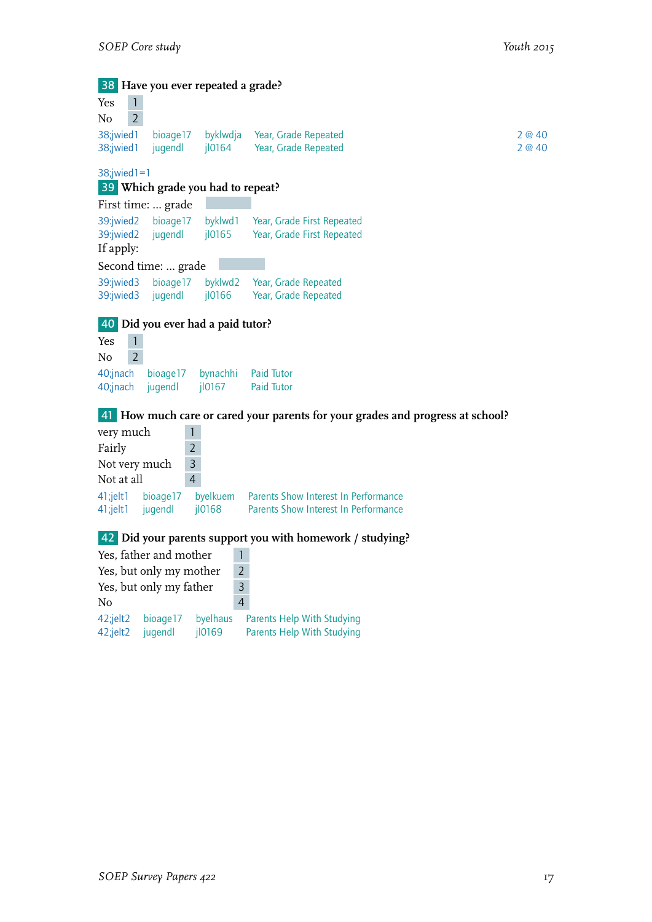**38** **Have you ever repeated a grade?**

| | |
|---|---|
| Yes | 1 |
| No | 2 |

| | | | | |
|---|---|---|---|---|
| 38;jwied1 | bioage17 | byklwdja | Year, Grade Repeated | 2 @ 40 |
| 38;jwied1 | jugendl | jl0164 | Year, Grade Repeated | 2 @ 40 |

38;jwied1=1

**39** **Which grade you had to repeat?**

First time: ... grade

| | | | |
|---|---|---|---|
| 39:jwied2 | bioage17 | byklwd1 | Year, Grade First Repeated |
| 39:jwied2 | jugendl | jl0165 | Year, Grade First Repeated |

If apply:

Second time: ... grade

| | | | |
|---|---|---|---|
| 39:jwied3 | bioage17 | byklwd2 | Year, Grade Repeated |
| 39:jwied3 | jugendl | jl0166 | Year, Grade Repeated |

**40** **Did you ever had a paid tutor?**

| | |
|---|---|
| Yes | 1 |
| No | 2 |

| | | | |
|---|---|---|---|
| 40;jnach | bioage17 | bynachhi | Paid Tutor |
| 40;jnach | jugendl | jl0167 | Paid Tutor |

**41** **How much care or cared your parents for your grades and progress at school?**

| | |
|---|---|
| very much | 1 |
| Fairly | 2 |
| Not very much | 3 |
| Not at all | 4 |

| | | | |
|---|---|---|---|
| 41;jelt1 | bioage17 | byelkuem | Parents Show Interest In Performance |
| 41;jelt1 | jugendl | jl0168 | Parents Show Interest In Performance |

**42** **Did your parents support you with homework / studying?**

| | |
|---|---|
| Yes, father and mother | 1 |
| Yes, but only my mother | 2 |
| Yes, but only my father | 3 |
| No | 4 |

| | | | |
|---|---|---|---|
| 42;jelt2 | bioage17 | byelhaus | Parents Help With Studying |
| 42;jelt2 | jugendl | jl0169 | Parents Help With Studying |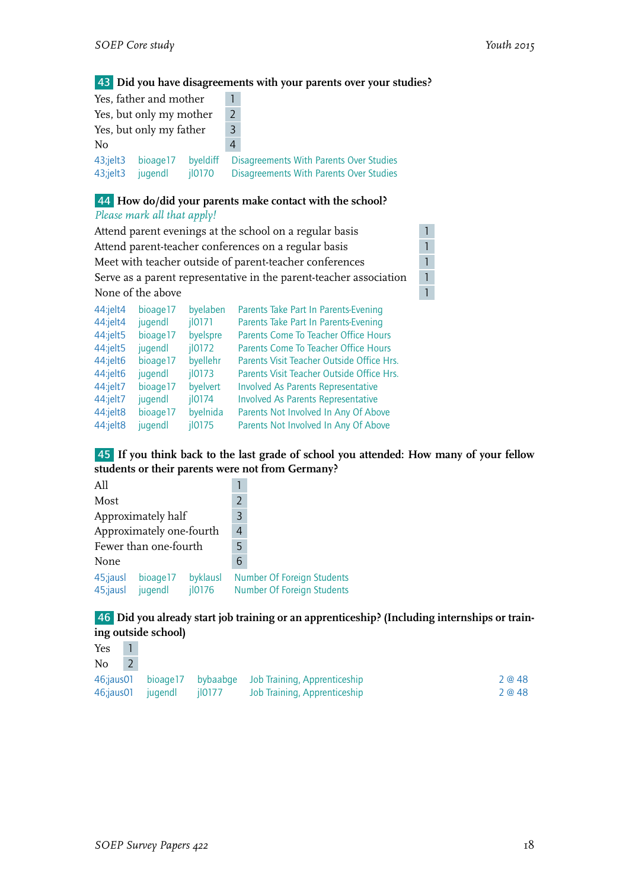**43** **Did you have disagreements with your parents over your studies?**

| | |
|---|---|
| Yes, father and mother | 1 |
| Yes, but only my mother | 2 |
| Yes, but only my father | 3 |
| No | 4 |

| | | | |
|---|---|---|---|
| 43;jelt3 | bioage17 | byeldiff | Disagreements With Parents Over Studies |
| 43;jelt3 | jugendl | jl0170 | Disagreements With Parents Over Studies |

**44** **How do/did your parents make contact with the school?**
*Please mark all that apply!*

| | |
|---|---|
| Attend parent evenings at the school on a regular basis | 1 |
| Attend parent-teacher conferences on a regular basis | 1 |
| Meet with teacher outside of parent-teacher conferences | 1 |
| Serve as a parent representative in the parent-teacher association | 1 |
| None of the above | 1 |

| | | | |
|---|---|---|---|
| 44:jelt4 | bioage17 | byelaben | Parents Take Part In Parents-Evening |
| 44:jelt4 | jugendl | jl0171 | Parents Take Part In Parents-Evening |
| 44:jelt5 | bioage17 | byelspre | Parents Come To Teacher Office Hours |
| 44:jelt5 | jugendl | jl0172 | Parents Come To Teacher Office Hours |
| 44:jelt6 | bioage17 | byellehr | Parents Visit Teacher Outside Office Hrs. |
| 44:jelt6 | jugendl | jl0173 | Parents Visit Teacher Outside Office Hrs. |
| 44:jelt7 | bioage17 | byelvert | Involved As Parents Representative |
| 44:jelt7 | jugendl | jl0174 | Involved As Parents Representative |
| 44:jelt8 | bioage17 | byelnida | Parents Not Involved In Any Of Above |
| 44:jelt8 | jugendl | jl0175 | Parents Not Involved In Any Of Above |

**45** **If you think back to the last grade of school you attended: How many of your fellow students or their parents were not from Germany?**

| | |
|---|---|
| All | 1 |
| Most | 2 |
| Approximately half | 3 |
| Approximately one-fourth | 4 |
| Fewer than one-fourth | 5 |
| None | 6 |

| | | | |
|---|---|---|---|
| 45;jausl | bioage17 | byklausl | Number Of Foreign Students |
| 45;jausl | jugendl | jl0176 | Number Of Foreign Students |

**46** **Did you already start job training or an apprenticeship? (Including internships or training outside school)**

| | |
|---|---|
| Yes | 1 |
| No | 2 |

| | | | | |
|---|---|---|---|---|
| 46;jaus01 | bioage17 | bybaabge | Job Training, Apprenticeship | 2 @ 48 |
| 46;jaus01 | jugendl | jl0177 | Job Training, Apprenticeship | 2 @ 48 |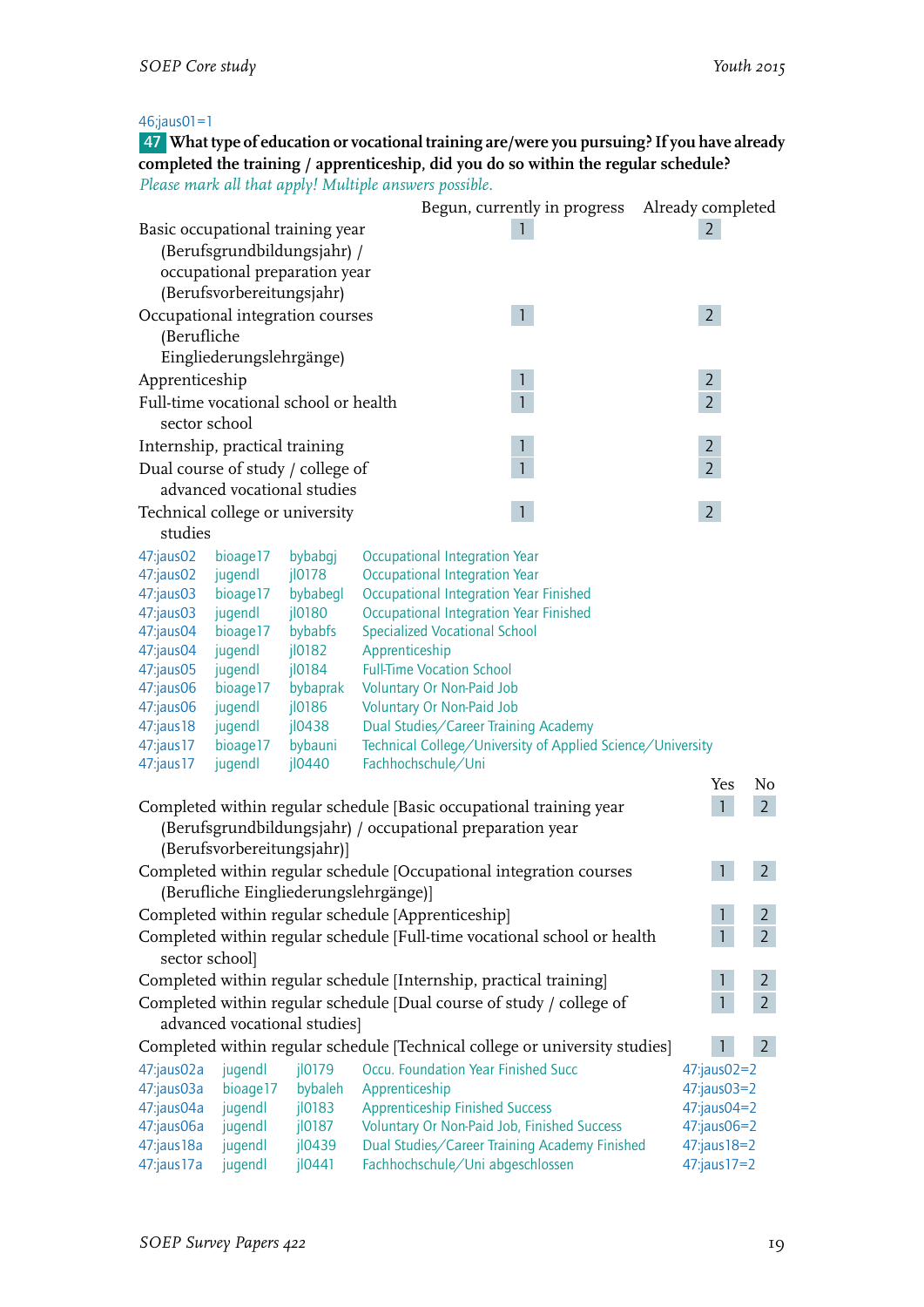46;jaus01=1

**47** **What type of education or vocational training are/were you pursuing? If you have already completed the training / apprenticeship, did you do so within the regular schedule?**

*Please mark all that apply! Multiple answers possible.*

| | Begun, currently in progress | Already completed |
|---|---|---|
| Basic occupational training year (Berufsgrundbildungsjahr) / occupational preparation year (Berufsvorbereitungsjahr) | 1 | 2 |
| Occupational integration courses (Berufliche Eingliederungslehrgänge) | 1 | 2 |
| Apprenticeship | 1 | 2 |
| Full-time vocational school or health sector school | 1 | 2 |
| Internship, practical training | 1 | 2 |
| Dual course of study / college of advanced vocational studies | 1 | 2 |
| Technical college or university studies | 1 | 2 |

| | | | |
|---|---|---|---|
| 47:jaus02 | bioage17 | bybabgj | Occupational Integration Year |
| 47:jaus02 | jugendl | jl0178 | Occupational Integration Year |
| 47:jaus03 | bioage17 | bybabegl | Occupational Integration Year Finished |
| 47:jaus03 | jugendl | jl0180 | Occupational Integration Year Finished |
| 47:jaus04 | bioage17 | bybabfs | Specialized Vocational School |
| 47:jaus04 | jugendl | jl0182 | Apprenticeship |
| 47:jaus05 | jugendl | jl0184 | Full-Time Vocation School |
| 47:jaus06 | bioage17 | bybaprak | Voluntary Or Non-Paid Job |
| 47:jaus06 | jugendl | jl0186 | Voluntary Or Non-Paid Job |
| 47:jaus18 | jugendl | jl0438 | Dual Studies/Career Training Academy |
| 47:jaus17 | bioage17 | bybauni | Technical College/University of Applied Science/University |
| 47:jaus17 | jugendl | jl0440 | Fachhochschule/Uni |

| | Yes | No |
|---|---|---|
| Completed within regular schedule [Basic occupational training year (Berufsgrundbildungsjahr) / occupational preparation year (Berufsvorbereitungsjahr)] | 1 | 2 |
| Completed within regular schedule [Occupational integration courses (Berufliche Eingliederungslehrgänge)] | 1 | 2 |
| Completed within regular schedule [Apprenticeship] | 1 | 2 |
| Completed within regular schedule [Full-time vocational school or health sector school] | 1 | 2 |
| Completed within regular schedule [Internship, practical training] | 1 | 2 |
| Completed within regular schedule [Dual course of study / college of advanced vocational studies] | 1 | 2 |
| Completed within regular schedule [Technical college or university studies] | 1 | 2 |

| | | | | |
|---|---|---|---|---|
| 47:jaus02a | jugendl | jl0179 | Occu. Foundation Year Finished Succ | 47:jaus02=2 |
| 47:jaus03a | bioage17 | bybaleh | Apprenticeship | 47:jaus03=2 |
| 47:jaus04a | jugendl | jl0183 | Apprenticeship Finished Success | 47:jaus04=2 |
| 47:jaus06a | jugendl | jl0187 | Voluntary Or Non-Paid Job, Finished Success | 47:jaus06=2 |
| 47:jaus18a | jugendl | jl0439 | Dual Studies/Career Training Academy Finished | 47:jaus18=2 |
| 47:jaus17a | jugendl | jl0441 | Fachhochschule/Uni abgeschlossen | 47:jaus17=2 |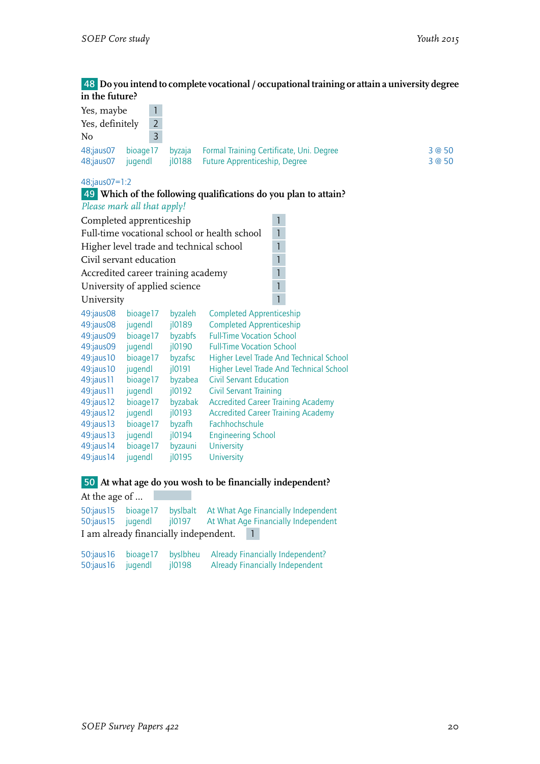**48** **Do you intend to complete vocational / occupational training or attain a university degree in the future?**

| | |
|---|---|
| Yes, maybe | 1 |
| Yes, definitely | 2 |
| No | 3 |

| | | | | |
|---|---|---|---|---|
| 48;jaus07 | bioage17 | byzaja | Formal Training Certificate, Uni. Degree | 3 @ 50 |
| 48;jaus07 | jugendl | jl0188 | Future Apprenticeship, Degree | 3 @ 50 |

48;jaus07=1:2

**49** **Which of the following qualifications do you plan to attain?**

*Please mark all that apply!*

| | |
|---|---|
| Completed apprenticeship | 1 |
| Full-time vocational school or health school | 1 |
| Higher level trade and technical school | 1 |
| Civil servant education | 1 |
| Accredited career training academy | 1 |
| University of applied science | 1 |
| University | 1 |

| | | | |
|---|---|---|---|
| 49:jaus08 | bioage17 | byzaleh | Completed Apprenticeship |
| 49:jaus08 | jugendl | jl0189 | Completed Apprenticeship |
| 49:jaus09 | bioage17 | byzabfs | Full-Time Vocation School |
| 49:jaus09 | jugendl | jl0190 | Full-Time Vocation School |
| 49:jaus10 | bioage17 | byzafsc | Higher Level Trade And Technical School |
| 49:jaus10 | jugendl | jl0191 | Higher Level Trade And Technical School |
| 49:jaus11 | bioage17 | byzabea | Civil Servant Education |
| 49:jaus11 | jugendl | jl0192 | Civil Servant Training |
| 49:jaus12 | bioage17 | byzabak | Accredited Career Training Academy |
| 49:jaus12 | jugendl | jl0193 | Accredited Career Training Academy |
| 49:jaus13 | bioage17 | byzafh | Fachhochschule |
| 49:jaus13 | jugendl | jl0194 | Engineering School |
| 49:jaus14 | bioage17 | byzauni | University |
| 49:jaus14 | jugendl | jl0195 | University |

**50** **At what age do you wosh to be financially independent?**

At the age of ...

| | | | |
|---|---|---|---|
| 50:jaus15 | bioage17 | byslbalt | At What Age Financially Independent |
| 50:jaus15 | jugendl | jl0197 | At What Age Financially Independent |

I am already financially independent. 1

| | | | |
|---|---|---|---|
| 50:jaus16 | bioage17 | byslbheu | Already Financially Independent? |
| 50:jaus16 | jugendl | jl0198 | Already Financially Independent |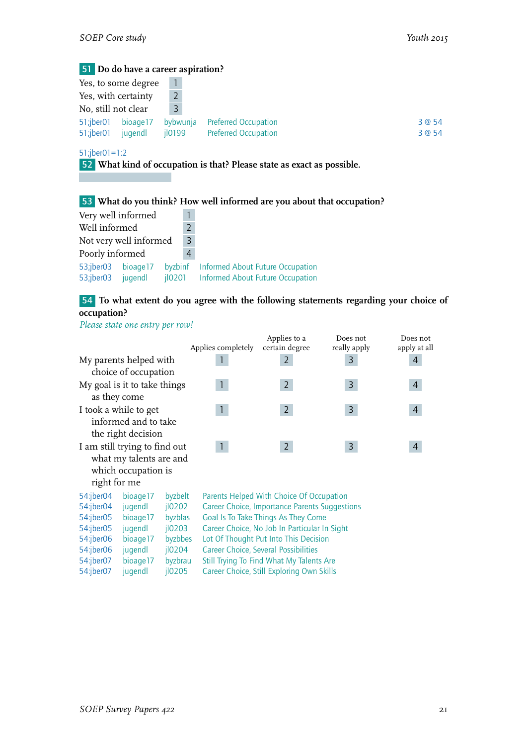**51** Do do have a career aspiration?

| | |
|---|---|
| Yes, to some degree | 1 |
| Yes, with certainty | 2 |
| No, still not clear | 3 |

| | | | | |
|---|---|---|---|---|
| 51;jber01 | bioage17 | bybwunja | Preferred Occupation | 3 @ 54 |
| 51;jber01 | jugendl | jl0199 | Preferred Occupation | 3 @ 54 |

51;jber01=1:2

**52** What kind of occupation is that? Please state as exact as possible.

**53** What do you think? How well informed are you about that occupation?

| | |
|---|---|
| Very well informed | 1 |
| Well informed | 2 |
| Not very well informed | 3 |
| Poorly informed | 4 |

| | | | |
|---|---|---|---|
| 53;jber03 | bioage17 | byzbinf | Informed About Future Occupation |
| 53;jber03 | jugendl | jl0201 | Informed About Future Occupation |

**54** To what extent do you agree with the following statements regarding your choice of occupation?

*Please state one entry per row!*

| | Applies completely | Applies to a certain degree | Does not really apply | Does not apply at all |
|---|---|---|---|---|
| My parents helped with choice of occupation | 1 | 2 | 3 | 4 |
| My goal is it to take things as they come | 1 | 2 | 3 | 4 |
| I took a while to get informed and to take the right decision | 1 | 2 | 3 | 4 |
| I am still trying to find out what my talents are and which occupation is right for me | 1 | 2 | 3 | 4 |

| | | | |
|---|---|---|---|
| 54:jber04 | bioage17 | byzbelt | Parents Helped With Choice Of Occupation |
| 54:jber04 | jugendl | jl0202 | Career Choice, Importance Parents Suggestions |
| 54:jber05 | bioage17 | byzblas | Goal Is To Take Things As They Come |
| 54:jber05 | jugendl | jl0203 | Career Choice, No Job In Particular In Sight |
| 54:jber06 | bioage17 | byzbbes | Lot Of Thought Put Into This Decision |
| 54:jber06 | jugendl | jl0204 | Career Choice, Several Possibilities |
| 54:jber07 | bioage17 | byzbrau | Still Trying To Find What My Talents Are |
| 54:jber07 | jugendl | jl0205 | Career Choice, Still Exploring Own Skills |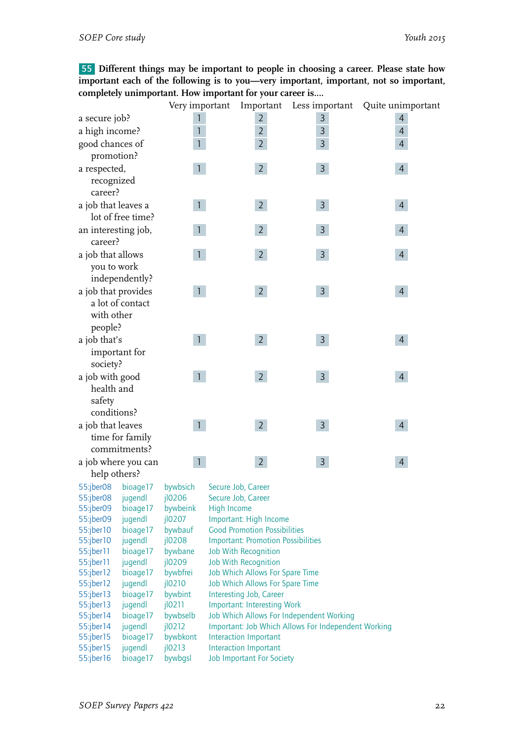**55** **Different things may be important to people in choosing a career. Please state how important each of the following is to you—very important, important, not so important, completely unimportant. How important for your career is....**

| | Very important | Important | Less important | Quite unimportant |
|---|---|---|---|---|
| a secure job? | 1 | 2 | 3 | 4 |
| a high income? | 1 | 2 | 3 | 4 |
| good chances of promotion? | 1 | 2 | 3 | 4 |
| a respected, recognized career? | 1 | 2 | 3 | 4 |
| a job that leaves a lot of free time? | 1 | 2 | 3 | 4 |
| an interesting job, career? | 1 | 2 | 3 | 4 |
| a job that allows you to work independently? | 1 | 2 | 3 | 4 |
| a job that provides a lot of contact with other people? | 1 | 2 | 3 | 4 |
| a job that's important for society? | 1 | 2 | 3 | 4 |
| a job with good health and safety conditions? | 1 | 2 | 3 | 4 |
| a job that leaves time for family commitments? | 1 | 2 | 3 | 4 |
| a job where you can help others? | 1 | 2 | 3 | 4 |

| | | | |
|---|---|---|---|
| 55:jber08 | bioage17 | bywbsich | Secure Job, Career |
| 55:jber08 | jugendl | jl0206 | Secure Job, Career |
| 55:jber09 | bioage17 | bywbeink | High Income |
| 55:jber09 | jugendl | jl0207 | Important: High Income |
| 55:jber10 | bioage17 | bywbauf | Good Promotion Possibilities |
| 55:jber10 | jugendl | jl0208 | Important: Promotion Possibilities |
| 55:jber11 | bioage17 | bywbane | Job With Recognition |
| 55:jber11 | jugendl | jl0209 | Job With Recognition |
| 55:jber12 | bioage17 | bywbfrei | Job Which Allows For Spare Time |
| 55:jber12 | jugendl | jl0210 | Job Which Allows For Spare Time |
| 55:jber13 | bioage17 | bywbint | Interesting Job, Career |
| 55:jber13 | jugendl | jl0211 | Important: Interesting Work |
| 55:jber14 | bioage17 | bywbselb | Job Which Allows For Independent Working |
| 55:jber14 | jugendl | jl0212 | Important: Job Which Allows For Independent Working |
| 55:jber15 | bioage17 | bywbkont | Interaction Important |
| 55:jber15 | jugendl | jl0213 | Interaction Important |
| 55:jber16 | bioage17 | bywbgsl | Job Important For Society |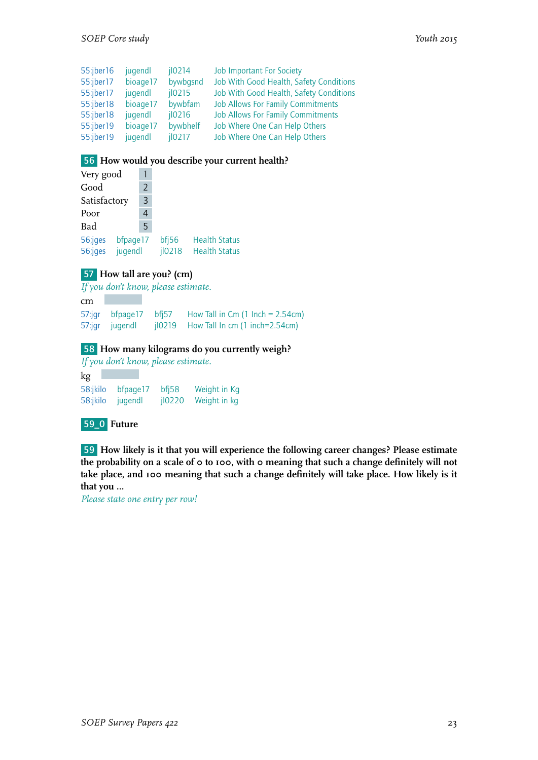| | | | |
|---|---|---|---|
| 55:jber16 | jugendl | jl0214 | Job Important For Society |
| 55:jber17 | bioage17 | bywbgsnd | Job With Good Health, Safety Conditions |
| 55:jber17 | jugendl | jl0215 | Job With Good Health, Safety Conditions |
| 55:jber18 | bioage17 | bywbfam | Job Allows For Family Commitments |
| 55:jber18 | jugendl | jl0216 | Job Allows For Family Commitments |
| 55:jber19 | bioage17 | bywbhelf | Job Where One Can Help Others |
| 55:jber19 | jugendl | jl0217 | Job Where One Can Help Others |

**56** **How would you describe your current health?**

| | |
|---|---|
| Very good | 1 |
| Good | 2 |
| Satisfactory | 3 |
| Poor | 4 |
| Bad | 5 |

| | | | |
|---|---|---|---|
| 56;jges | bfpage17 | bfj56 | Health Status |
| 56;jges | jugendl | jl0218 | Health Status |

**57** **How tall are you? (cm)**

*If you don't know, please estimate.*

cm

| | | | |
|---|---|---|---|
| 57:jgr | bfpage17 | bfj57 | How Tall in Cm (1 Inch = 2.54cm) |
| 57:jgr | jugendl | jl0219 | How Tall In cm (1 inch=2.54cm) |

**58** **How many kilograms do you currently weigh?**

*If you don't know, please estimate.*

kg

| | | | |
|---|---|---|---|
| 58:jkilo | bfpage17 | bfj58 | Weight in Kg |
| 58:jkilo | jugendl | jl0220 | Weight in kg |

**59_0** **Future**

**59** **How likely is it that you will experience the following career changes? Please estimate the probability on a scale of 0 to 100, with 0 meaning that such a change definitely will not take place, and 100 meaning that such a change definitely will take place. How likely is it that you ...**

*Please state one entry per row!*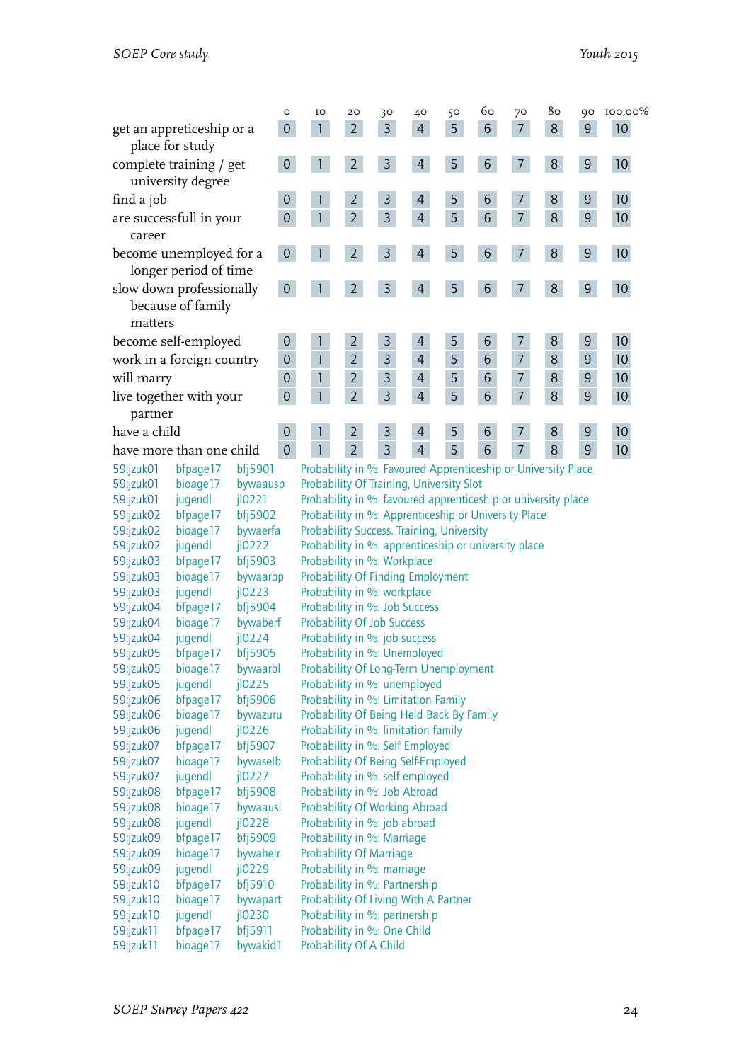| | 0 | 10 | 20 | 30 | 40 | 50 | 60 | 70 | 80 | 90 | 100,00% |
|---|---|---|---|---|---|---|---|---|---|---|---|
| get an appreticeship or a place for study | 0 | 1 | 2 | 3 | 4 | 5 | 6 | 7 | 8 | 9 | 10 |
| complete training / get university degree | 0 | 1 | 2 | 3 | 4 | 5 | 6 | 7 | 8 | 9 | 10 |
| find a job | 0 | 1 | 2 | 3 | 4 | 5 | 6 | 7 | 8 | 9 | 10 |
| are successfull in your career | 0 | 1 | 2 | 3 | 4 | 5 | 6 | 7 | 8 | 9 | 10 |
| become unemployed for a longer period of time | 0 | 1 | 2 | 3 | 4 | 5 | 6 | 7 | 8 | 9 | 10 |
| slow down professionally because of family matters | 0 | 1 | 2 | 3 | 4 | 5 | 6 | 7 | 8 | 9 | 10 |
| become self-employed | 0 | 1 | 2 | 3 | 4 | 5 | 6 | 7 | 8 | 9 | 10 |
| work in a foreign country | 0 | 1 | 2 | 3 | 4 | 5 | 6 | 7 | 8 | 9 | 10 |
| will marry | 0 | 1 | 2 | 3 | 4 | 5 | 6 | 7 | 8 | 9 | 10 |
| live together with your partner | 0 | 1 | 2 | 3 | 4 | 5 | 6 | 7 | 8 | 9 | 10 |
| have a child | 0 | 1 | 2 | 3 | 4 | 5 | 6 | 7 | 8 | 9 | 10 |
| have more than one child | 0 | 1 | 2 | 3 | 4 | 5 | 6 | 7 | 8 | 9 | 10 |

59:jzuk01 bfpage17 bfj5901 Probability in %: Favoured Apprenticeship or University Place
59:jzuk01 bioage17 bywaausp Probability Of Training, University Slot
59:jzuk01 jugendl jl0221 Probability in %: favoured apprenticeship or university place
59:jzuk02 bfpage17 bfj5902 Probability in %: Apprenticeship or University Place
59:jzuk02 bioage17 bywaerfa Probability Success. Training, University
59:jzuk02 jugendl jl0222 Probability in %: apprenticeship or university place
59:jzuk03 bfpage17 bfj5903 Probability in %: Workplace
59:jzuk03 bioage17 bywaarbp Probability Of Finding Employment
59:jzuk03 jugendl jl0223 Probability in %: workplace
59:jzuk04 bfpage17 bfj5904 Probability in %: Job Success
59:jzuk04 bioage17 bywaberf Probability Of Job Success
59:jzuk04 jugendl jl0224 Probability in %: job success
59:jzuk05 bfpage17 bfj5905 Probability in %: Unemployed
59:jzuk05 bioage17 bywaarbl Probability Of Long-Term Unemployment
59:jzuk05 jugendl jl0225 Probability in %: unemployed
59:jzuk06 bfpage17 bfj5906 Probability in %: Limitation Family
59:jzuk06 bioage17 bywazuru Probability Of Being Held Back By Family
59:jzuk06 jugendl jl0226 Probability in %: limitation family
59:jzuk07 bfpage17 bfj5907 Probability in %: Self Employed
59:jzuk07 bioage17 bywaselb Probability Of Being Self-Employed
59:jzuk07 jugendl jl0227 Probability in %: self employed
59:jzuk08 bfpage17 bfj5908 Probability in %: Job Abroad
59:jzuk08 bioage17 bywaausl Probability Of Working Abroad
59:jzuk08 jugendl jl0228 Probability in %: job abroad
59:jzuk09 bfpage17 bfj5909 Probability in %: Marriage
59:jzuk09 bioage17 bywaheir Probability Of Marriage
59:jzuk09 jugendl jl0229 Probability in %: marriage
59:jzuk10 bfpage17 bfj5910 Probability in %: Partnership
59:jzuk10 bioage17 bywapart Probability Of Living With A Partner
59:jzuk10 jugendl jl0230 Probability in %: partnership
59:jzuk11 bfpage17 bfj5911 Probability in %: One Child
59:jzuk11 bioage17 bywakid1 Probability Of A Child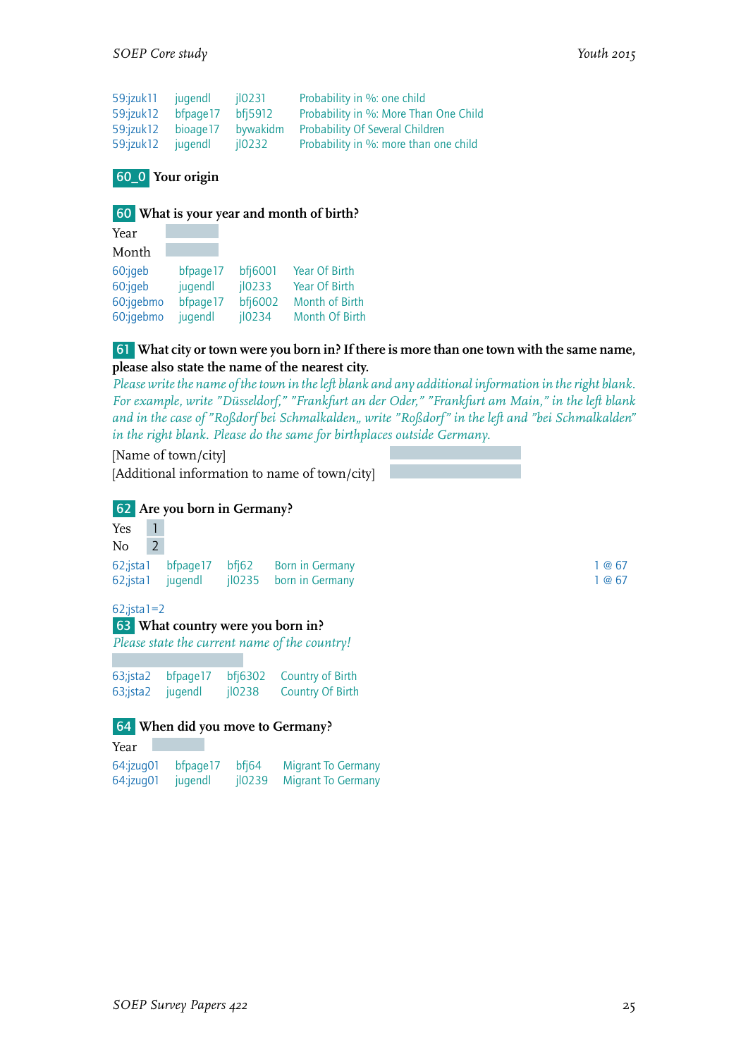| | | | |
|---|---|---|---|
| 59:jzuk11 | jugendl | jl0231 | Probability in %: one child |
| 59:jzuk12 | bfpage17 | bfj5912 | Probability in %: More Than One Child |
| 59:jzuk12 | bioage17 | bywakidm | Probability Of Several Children |
| 59:jzuk12 | jugendl | jl0232 | Probability in %: more than one child |

## 60_0 Your origin

**60 What is your year and month of birth?**

Year

Month

| | | | |
|---|---|---|---|
| 60:jgeb | bfpage17 | bfj6001 | Year Of Birth |
| 60:jgeb | jugendl | jl0233 | Year Of Birth |
| 60:jgebmo | bfpage17 | bfj6002 | Month of Birth |
| 60:jgebmo | jugendl | jl0234 | Month Of Birth |

**61 What city or town were you born in? If there is more than one town with the same name, please also state the name of the nearest city.**

*Please write the name of the town in the left blank and any additional information in the right blank. For example, write "Düsseldorf," "Frankfurt an der Oder," "Frankfurt am Main," in the left blank and in the case of "Roßdorf bei Schmalkalden,, write "Roßdorf" in the left and "bei Schmalkalden" in the right blank. Please do the same for birthplaces outside Germany.*

[Name of town/city]

[Additional information to name of town/city]

**62 Are you born in Germany?**

Yes 1

No 2

| | | | | |
|---|---|---|---|---|
| 62;jsta1 | bfpage17 | bfj62 | Born in Germany | 1 @ 67 |
| 62;jsta1 | jugendl | jl0235 | born in Germany | 1 @ 67 |

62;jsta1=2

**63 What country were you born in?**

*Please state the current name of the country!*

| | | | |
|---|---|---|---|
| 63;jsta2 | bfpage17 | bfj6302 | Country of Birth |
| 63;jsta2 | jugendl | jl0238 | Country Of Birth |

**64 When did you move to Germany?**

Year

| | | | |
|---|---|---|---|
| 64:jzug01 | bfpage17 | bfj64 | Migrant To Germany |
| 64:jzug01 | jugendl | jl0239 | Migrant To Germany |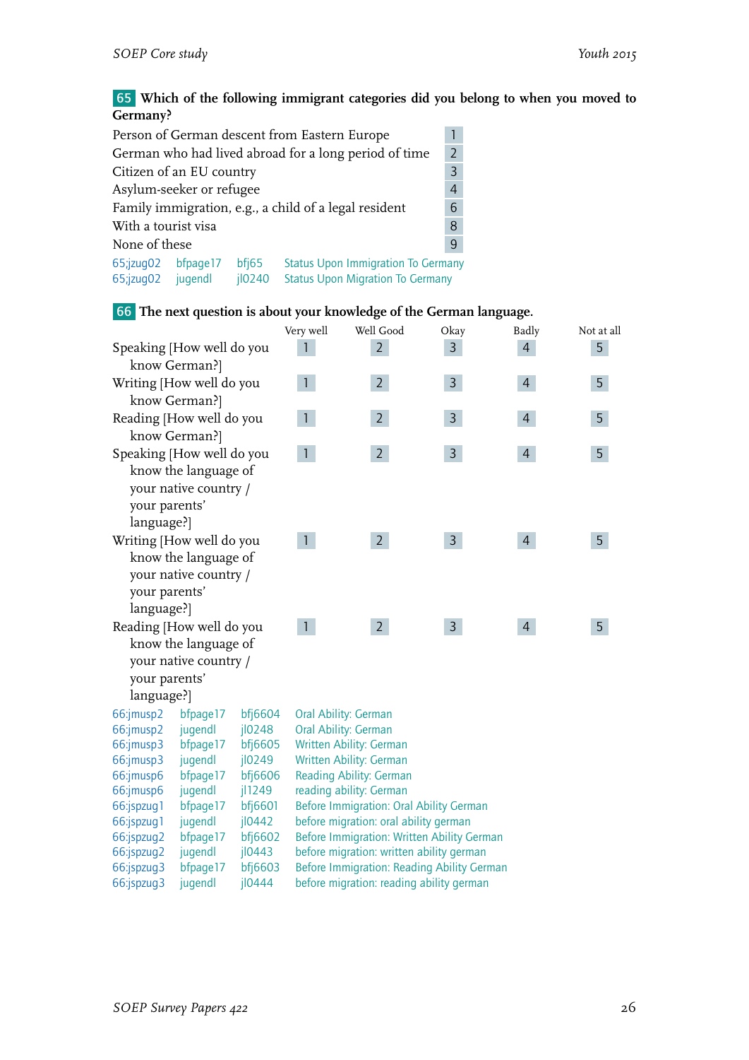**65** **Which of the following immigrant categories did you belong to when you moved to Germany?**

| | |
|---|---|
| Person of German descent from Eastern Europe | 1 |
| German who had lived abroad for a long period of time | 2 |
| Citizen of an EU country | 3 |
| Asylum-seeker or refugee | 4 |
| Family immigration, e.g., a child of a legal resident | 6 |
| With a tourist visa | 8 |
| None of these | 9 |

| | | | |
|---|---|---|---|
| 65;jzug02 | bfpage17 | bfj65 | Status Upon Immigration To Germany |
| 65;jzug02 | jugendl | jl0240 | Status Upon Migration To Germany |

**66** **The next question is about your knowledge of the German language.**

| | Very well | Well Good | Okay | Badly | Not at all |
|---|---|---|---|---|---|
| Speaking [How well do you know German?] | 1 | 2 | 3 | 4 | 5 |
| Writing [How well do you know German?] | 1 | 2 | 3 | 4 | 5 |
| Reading [How well do you know German?] | 1 | 2 | 3 | 4 | 5 |
| Speaking [How well do you know the language of your native country / your parents' language?] | 1 | 2 | 3 | 4 | 5 |
| Writing [How well do you know the language of your native country / your parents' language?] | 1 | 2 | 3 | 4 | 5 |
| Reading [How well do you know the language of your native country / your parents' language?] | 1 | 2 | 3 | 4 | 5 |

| | | | |
|---|---|---|---|
| 66:jmusp2 | bfpage17 | bfj6604 | Oral Ability: German |
| 66:jmusp2 | jugendl | jl0248 | Oral Ability: German |
| 66:jmusp3 | bfpage17 | bfj6605 | Written Ability: German |
| 66:jmusp3 | jugendl | jl0249 | Written Ability: German |
| 66:jmusp6 | bfpage17 | bfj6606 | Reading Ability: German |
| 66:jmusp6 | jugendl | jl1249 | reading ability: German |
| 66:jspzug1 | bfpage17 | bfj6601 | Before Immigration: Oral Ability German |
| 66:jspzug1 | jugendl | jl0442 | before migration: oral ability german |
| 66:jspzug2 | bfpage17 | bfj6602 | Before Immigration: Written Ability German |
| 66:jspzug2 | jugendl | jl0443 | before migration: written ability german |
| 66:jspzug3 | bfpage17 | bfj6603 | Before Immigration: Reading Ability German |
| 66:jspzug3 | jugendl | jl0444 | before migration: reading ability german |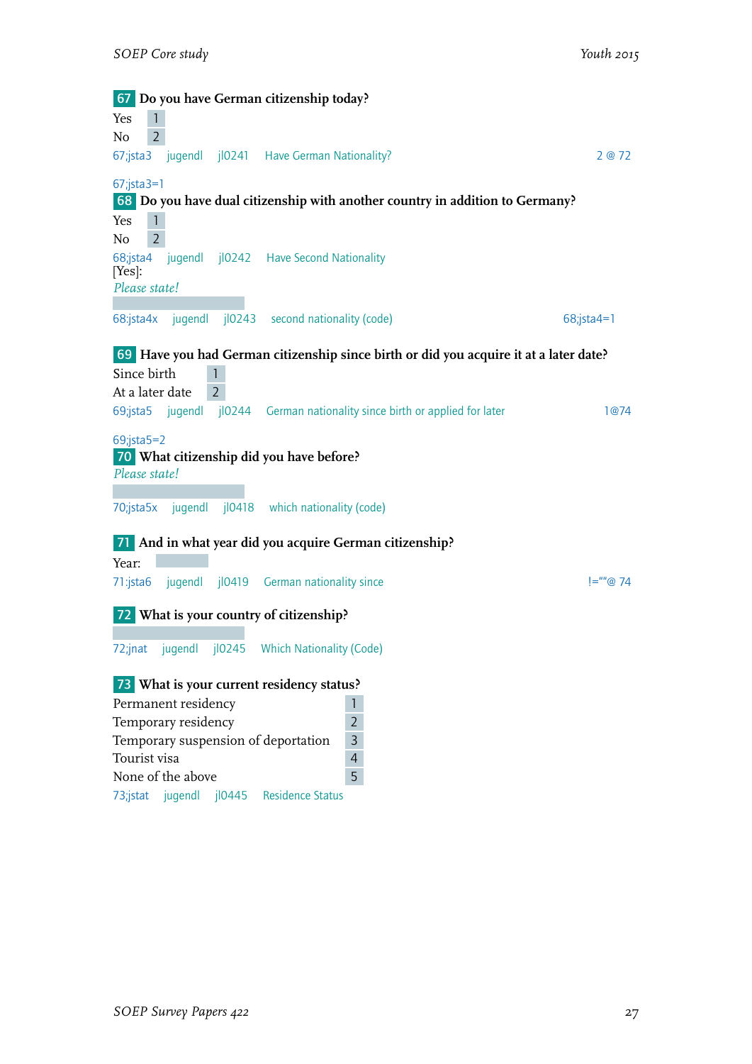**67** Do you have German citizenship today?

Yes 1
No 2

67;jsta3 jugendl jl0241 Have German Nationality? 2 @ 72

67;jsta3=1

**68** Do you have dual citizenship with another country in addition to Germany?

Yes 1
No 2

68;jsta4 jugendl jl0242 Have Second Nationality

[Yes]:

*Please state!*

68:jsta4x jugendl jl0243 second nationality (code) 68;jsta4=1

**69** Have you had German citizenship since birth or did you acquire it at a later date?

Since birth 1
At a later date 2

69;jsta5 jugendl jl0244 German nationality since birth or applied for later 1@74

69;jsta5=2

**70** What citizenship did you have before?

*Please state!*

70;jsta5x jugendl jl0418 which nationality (code)

**71** And in what year did you acquire German citizenship?

Year:

71:jsta6 jugendl jl0419 German nationality since !=""@ 74

**72** What is your country of citizenship?

72;jnat jugendl jl0245 Which Nationality (Code)

**73** What is your current residency status?

Permanent residency 1
Temporary residency 2
Temporary suspension of deportation 3
Tourist visa 4
None of the above 5

73;jstat jugendl jl0445 Residence Status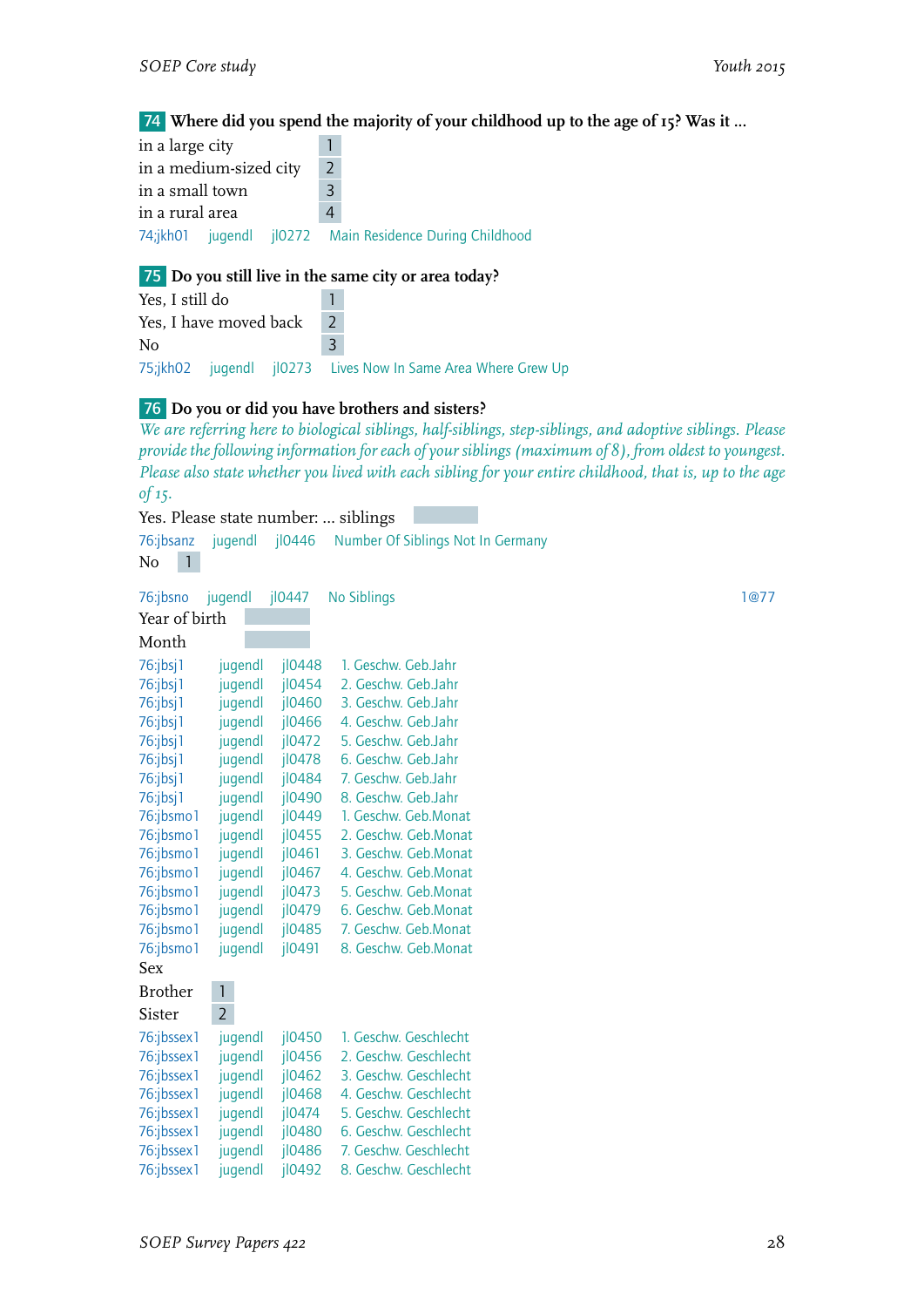**74** **Where did you spend the majority of your childhood up to the age of 15? Was it ...**

| | |
|---|---|
| in a large city | 1 |
| in a medium-sized city | 2 |
| in a small town | 3 |
| in a rural area | 4 |

74;jkh01 jugendl jl0272 Main Residence During Childhood

**75** **Do you still live in the same city or area today?**

| | |
|---|---|
| Yes, I still do | 1 |
| Yes, I have moved back | 2 |
| No | 3 |

75;jkh02 jugendl jl0273 Lives Now In Same Area Where Grew Up

**76** **Do you or did you have brothers and sisters?**

*We are referring here to biological siblings, half-siblings, step-siblings, and adoptive siblings. Please provide the following information for each of your siblings (maximum of 8), from oldest to youngest. Please also state whether you lived with each sibling for your entire childhood, that is, up to the age of 15.*

Yes. Please state number: ... siblings

76:jbsanz jugendl jl0446 Number Of Siblings Not In Germany

No 1

76:jbsno jugendl jl0447 No Siblings 1@77

Year of birth

Month

| | | | |
|---|---|---|---|
| 76:jbsj1 | jugendl | jl0448 | 1. Geschw. Geb.Jahr |
| 76:jbsj1 | jugendl | jl0454 | 2. Geschw. Geb.Jahr |
| 76:jbsj1 | jugendl | jl0460 | 3. Geschw. Geb.Jahr |
| 76:jbsj1 | jugendl | jl0466 | 4. Geschw. Geb.Jahr |
| 76:jbsj1 | jugendl | jl0472 | 5. Geschw. Geb.Jahr |
| 76:jbsj1 | jugendl | jl0478 | 6. Geschw. Geb.Jahr |
| 76:jbsj1 | jugendl | jl0484 | 7. Geschw. Geb.Jahr |
| 76:jbsj1 | jugendl | jl0490 | 8. Geschw. Geb.Jahr |
| 76:jbsmo1 | jugendl | jl0449 | 1. Geschw. Geb.Monat |
| 76:jbsmo1 | jugendl | jl0455 | 2. Geschw. Geb.Monat |
| 76:jbsmo1 | jugendl | jl0461 | 3. Geschw. Geb.Monat |
| 76:jbsmo1 | jugendl | jl0467 | 4. Geschw. Geb.Monat |
| 76:jbsmo1 | jugendl | jl0473 | 5. Geschw. Geb.Monat |
| 76:jbsmo1 | jugendl | jl0479 | 6. Geschw. Geb.Monat |
| 76:jbsmo1 | jugendl | jl0485 | 7. Geschw. Geb.Monat |
| 76:jbsmo1 | jugendl | jl0491 | 8. Geschw. Geb.Monat |

Sex

| | |
|---|---|
| Brother | 1 |
| Sister | 2 |

| | | | |
|---|---|---|---|
| 76:jbssex1 | jugendl | jl0450 | 1. Geschw. Geschlecht |
| 76:jbssex1 | jugendl | jl0456 | 2. Geschw. Geschlecht |
| 76:jbssex1 | jugendl | jl0462 | 3. Geschw. Geschlecht |
| 76:jbssex1 | jugendl | jl0468 | 4. Geschw. Geschlecht |
| 76:jbssex1 | jugendl | jl0474 | 5. Geschw. Geschlecht |
| 76:jbssex1 | jugendl | jl0480 | 6. Geschw. Geschlecht |
| 76:jbssex1 | jugendl | jl0486 | 7. Geschw. Geschlecht |
| 76:jbssex1 | jugendl | jl0492 | 8. Geschw. Geschlecht |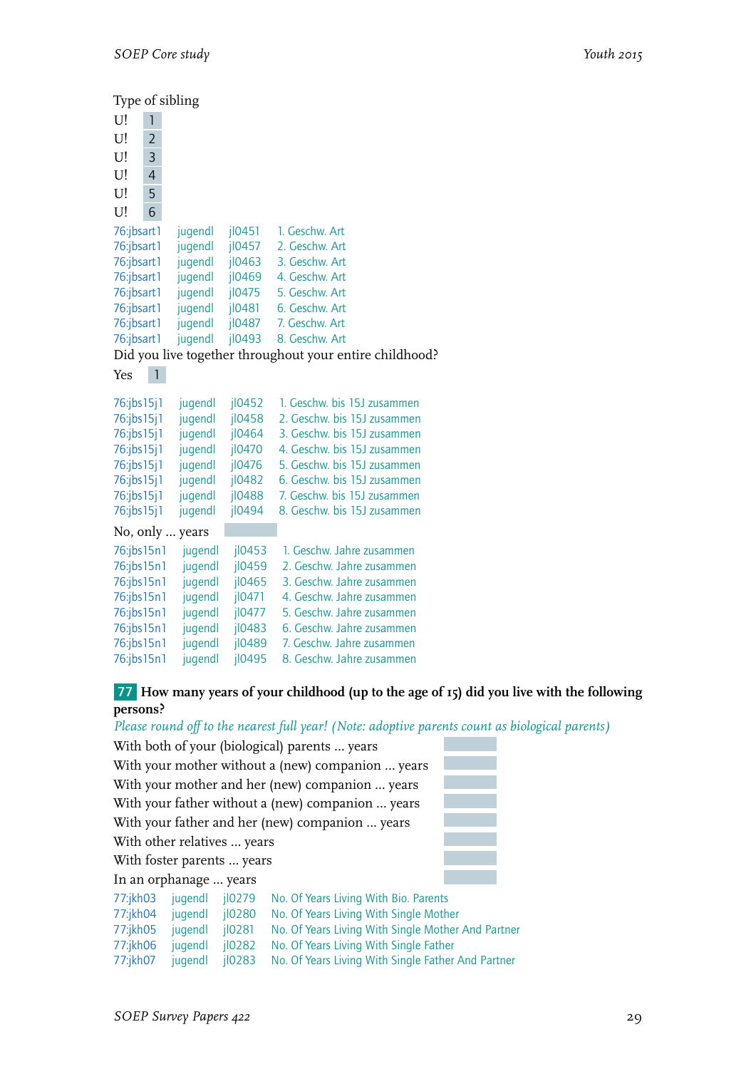Type of sibling

U! 1
U! 2
U! 3
U! 4
U! 5
U! 6

| | | | |
|---|---|---|---|
| 76:jbsart1 | jugendl | jl0451 | 1. Geschw. Art |
| 76:jbsart1 | jugendl | jl0457 | 2. Geschw. Art |
| 76:jbsart1 | jugendl | jl0463 | 3. Geschw. Art |
| 76:jbsart1 | jugendl | jl0469 | 4. Geschw. Art |
| 76:jbsart1 | jugendl | jl0475 | 5. Geschw. Art |
| 76:jbsart1 | jugendl | jl0481 | 6. Geschw. Art |
| 76:jbsart1 | jugendl | jl0487 | 7. Geschw. Art |
| 76:jbsart1 | jugendl | jl0493 | 8. Geschw. Art |

Did you live together throughout your entire childhood?

Yes 1

| | | | |
|---|---|---|---|
| 76:jbs15j1 | jugendl | jl0452 | 1. Geschw. bis 15J zusammen |
| 76:jbs15j1 | jugendl | jl0458 | 2. Geschw. bis 15J zusammen |
| 76:jbs15j1 | jugendl | jl0464 | 3. Geschw. bis 15J zusammen |
| 76:jbs15j1 | jugendl | jl0470 | 4. Geschw. bis 15J zusammen |
| 76:jbs15j1 | jugendl | jl0476 | 5. Geschw. bis 15J zusammen |
| 76:jbs15j1 | jugendl | jl0482 | 6. Geschw. bis 15J zusammen |
| 76:jbs15j1 | jugendl | jl0488 | 7. Geschw. bis 15J zusammen |
| 76:jbs15j1 | jugendl | jl0494 | 8. Geschw. bis 15J zusammen |

No, only ... years

| | | | |
|---|---|---|---|
| 76:jbs15n1 | jugendl | jl0453 | 1. Geschw. Jahre zusammen |
| 76:jbs15n1 | jugendl | jl0459 | 2. Geschw. Jahre zusammen |
| 76:jbs15n1 | jugendl | jl0465 | 3. Geschw. Jahre zusammen |
| 76:jbs15n1 | jugendl | jl0471 | 4. Geschw. Jahre zusammen |
| 76:jbs15n1 | jugendl | jl0477 | 5. Geschw. Jahre zusammen |
| 76:jbs15n1 | jugendl | jl0483 | 6. Geschw. Jahre zusammen |
| 76:jbs15n1 | jugendl | jl0489 | 7. Geschw. Jahre zusammen |
| 76:jbs15n1 | jugendl | jl0495 | 8. Geschw. Jahre zusammen |

**77 How many years of your childhood (up to the age of 15) did you live with the following persons?**

*Please round off to the nearest full year! (Note: adoptive parents count as biological parents)*

With both of your (biological) parents ... years
With your mother without a (new) companion ... years
With your mother and her (new) companion ... years
With your father without a (new) companion ... years
With your father and her (new) companion ... years
With other relatives ... years
With foster parents ... years
In an orphanage ... years

| | | | |
|---|---|---|---|
| 77:jkh03 | jugendl | jl0279 | No. Of Years Living With Bio. Parents |
| 77:jkh04 | jugendl | jl0280 | No. Of Years Living With Single Mother |
| 77:jkh05 | jugendl | jl0281 | No. Of Years Living With Single Mother And Partner |
| 77:jkh06 | jugendl | jl0282 | No. Of Years Living With Single Father |
| 77:jkh07 | jugendl | jl0283 | No. Of Years Living With Single Father And Partner |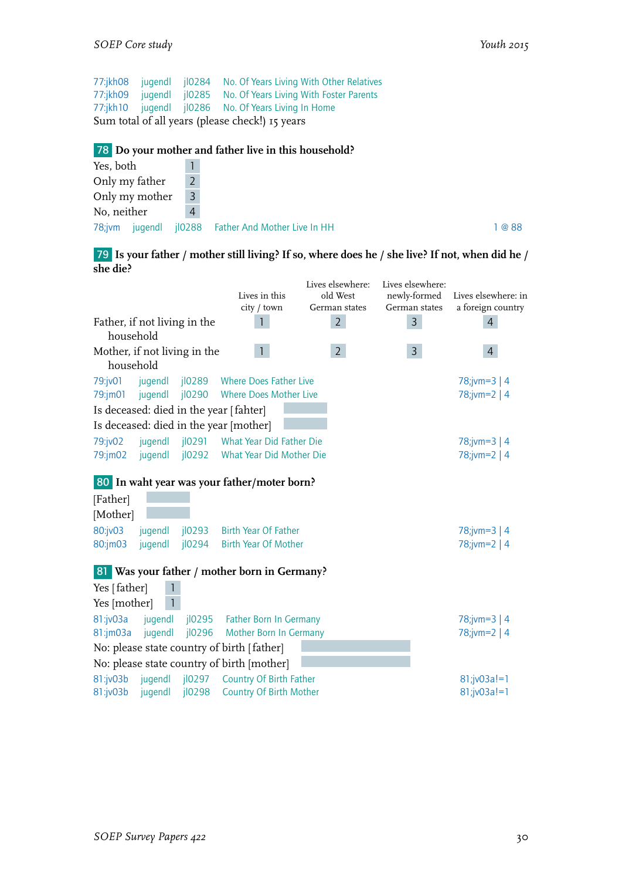77:jkh08 jugendl jl0284 No. Of Years Living With Other Relatives
77:jkh09 jugendl jl0285 No. Of Years Living With Foster Parents
77:jkh10 jugendl jl0286 No. Of Years Living In Home

Sum total of all years (please check!) 15 years

## 78 Do your mother and father live in this household?

| | |
|---|---|
| Yes, both | 1 |
| Only my father | 2 |
| Only my mother | 3 |
| No, neither | 4 |

78;jvm jugendl jl0288 Father And Mother Live In HH 1 @ 88

## 79 Is your father / mother still living? If so, where does he / she live? If not, when did he / she die?

| | Lives in this city / town | Lives elsewhere: old West German states | Lives elsewhere: newly-formed German states | Lives elsewhere: in a foreign country |
|---|---|---|---|---|
| Father, if not living in the household | 1 | 2 | 3 | 4 |
| Mother, if not living in the household | 1 | 2 | 3 | 4 |

79:jv01 jugendl jl0289 Where Does Father Live 78;jvm=3 | 4
79:jm01 jugendl jl0290 Where Does Mother Live 78;jvm=2 | 4

Is deceased: died in the year [fahter]

Is deceased: died in the year [mother]

79:jv02 jugendl jl0291 What Year Did Father Die 78;jvm=3 | 4
79:jm02 jugendl jl0292 What Year Did Mother Die 78;jvm=2 | 4

## 80 In waht year was your father/moter born?

[Father]

[Mother]

80:jv03 jugendl jl0293 Birth Year Of Father 78;jvm=3 | 4
80:jm03 jugendl jl0294 Birth Year Of Mother 78;jvm=2 | 4

## 81 Was your father / mother born in Germany?

| | |
|---|---|
| Yes [father] | 1 |
| Yes [mother] | 1 |

81:jv03a jugendl jl0295 Father Born In Germany 78;jvm=3 | 4
81:jm03a jugendl jl0296 Mother Born In Germany 78;jvm=2 | 4

No: please state country of birth [father]

No: please state country of birth [mother]

81:jv03b jugendl jl0297 Country Of Birth Father 81;jv03a!=1
81:jv03b jugendl jl0298 Country Of Birth Mother 81;jv03a!=1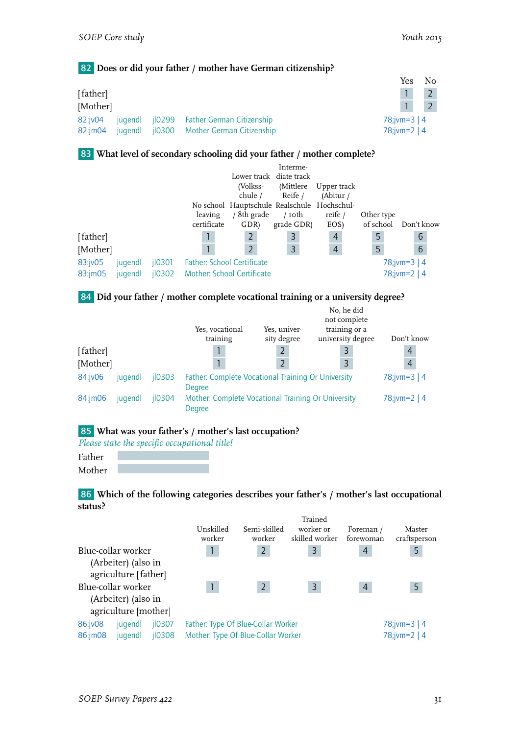## 82 Does or did your father / mother have German citizenship?

| | Yes | No |
|---|---|---|
| [father] | 1 | 2 |
| [Mother] | 1 | 2 |

82:jv04 jugendl jl0299 Father German Citizenship 78;jvm=3 | 4
82:jm04 jugendl jl0300 Mother German Citizenship 78;jvm=2 | 4

## 83 What level of secondary schooling did your father / mother complete?

| | No school leaving certificate | Lower track (Volksschule / Hauptschule / 8th grade GDR) | Intermediate track (Mittlere Reife / Realschule / 10th grade GDR) | Upper track (Abitur / Hochschulreife / EOS) | Other type of school | Don't know |
|---|---|---|---|---|---|---|
| [father] | 1 | 2 | 3 | 4 | 5 | 6 |
| [Mother] | 1 | 2 | 3 | 4 | 5 | 6 |

83:jv05 jugendl jl0301 Father: School Certificate 78;jvm=3 | 4
83:jm05 jugendl jl0302 Mother: School Certificate 78;jvm=2 | 4

## 84 Did your father / mother complete vocational training or a university degree?

| | Yes, vocational training | Yes, university degree | No, he did not complete training or a university degree | Don't know |
|---|---|---|---|---|
| [father] | 1 | 2 | 3 | 4 |
| [Mother] | 1 | 2 | 3 | 4 |

84:jv06 jugendl jl0303 Father: Complete Vocational Training Or University Degree 78;jvm=3 | 4
84:jm06 jugendl jl0304 Mother: Complete Vocational Training Or University Degree 78;jvm=2 | 4

## 85 What was your father's / mother's last occupation?

*Please state the specific occupational title!*

Father ______

Mother ______

## 86 Which of the following categories describes your father's / mother's last occupational status?

| | Unskilled worker | Semi-skilled worker | Trained worker or skilled worker | Foreman / forewoman | Master craftsperson |
|---|---|---|---|---|---|
| Blue-collar worker (Arbeiter) (also in agriculture [father] | 1 | 2 | 3 | 4 | 5 |
| Blue-collar worker (Arbeiter) (also in agriculture [mother] | 1 | 2 | 3 | 4 | 5 |

86:jv08 jugendl jl0307 Father: Type Of Blue-Collar Worker 78;jvm=3 | 4
86:jm08 jugendl jl0308 Mother: Type Of Blue-Collar Worker 78;jvm=2 | 4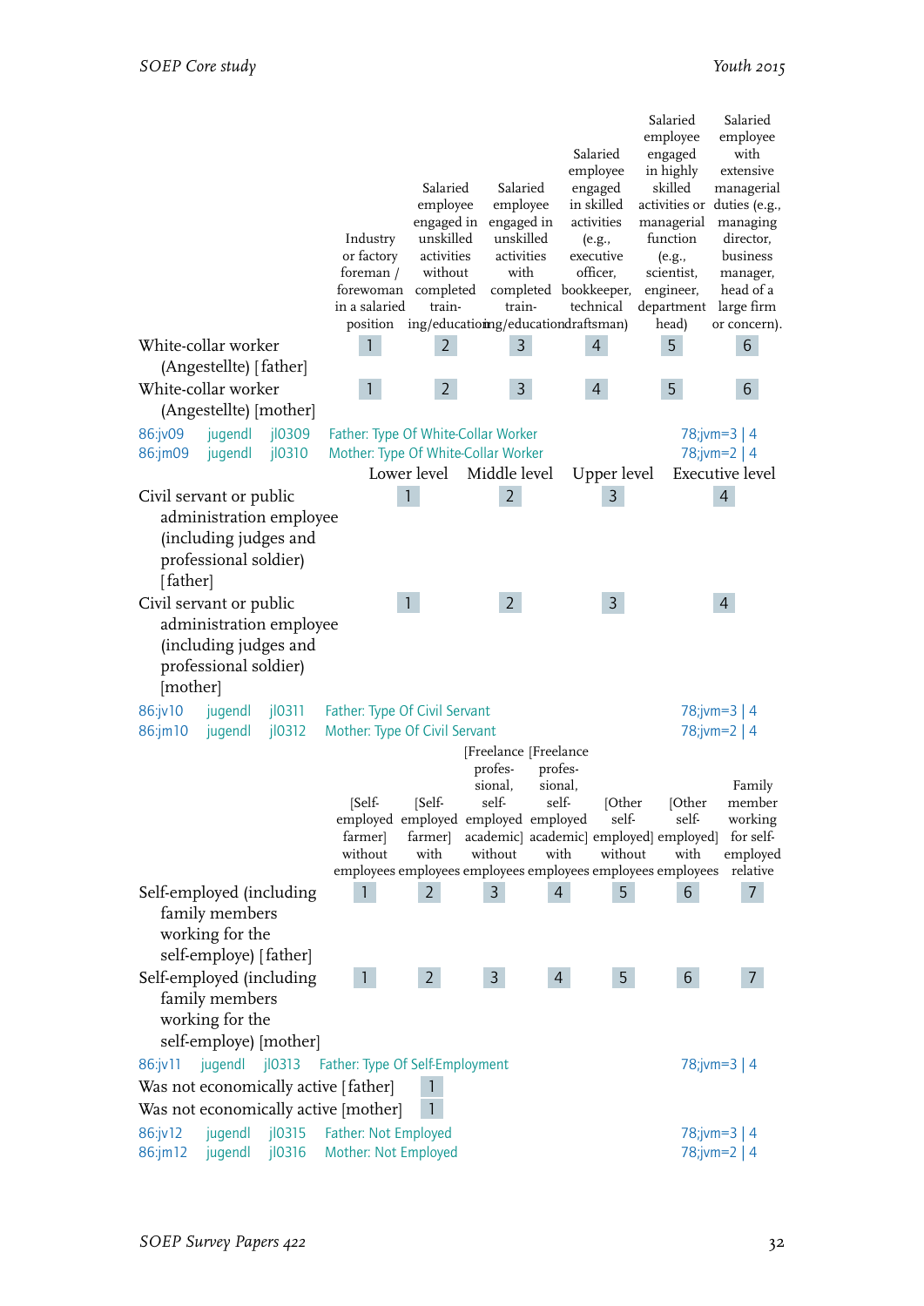| | Industry or factory foreman / forewoman in a salaried position | Salaried employee engaged in unskilled activities without completed training/education | Salaried employee engaged in unskilled activities with completed training/education | Salaried employee engaged in skilled activities (e.g., executive officer, bookkeeper, technical draftsman) | Salaried employee engaged in highly skilled activities or managerial function (e.g., scientist, engineer, department head) | Salaried employee with extensive managerial duties (e.g., managing director, business manager, head of a large firm or concern). |
|---|---|---|---|---|---|---|
| White-collar worker (Angestellte) [father] | 1 | 2 | 3 | 4 | 5 | 6 |
| White-collar worker (Angestellte) [mother] | 1 | 2 | 3 | 4 | 5 | 6 |

86:jv09 jugendl jl0309 Father: Type Of White-Collar Worker 78;jvm=3 | 4
86:jm09 jugendl jl0310 Mother: Type Of White-Collar Worker 78;jvm=2 | 4

| | Lower level | Middle level | Upper level | Executive level |
|---|---|---|---|---|
| Civil servant or public administration employee (including judges and professional soldier) [father] | 1 | 2 | 3 | 4 |
| Civil servant or public administration employee (including judges and professional soldier) [mother] | 1 | 2 | 3 | 4 |

86:jv10 jugendl jl0311 Father: Type Of Civil Servant 78;jvm=3 | 4
86:jm10 jugendl jl0312 Mother: Type Of Civil Servant 78;jvm=2 | 4

| | [Self-employed farmer] without employees | [Self-employed farmer] with employees | [Freelance professional, self-employed academic] without employees | [Freelance professional, self-employed academic] with employees | [Other self-employed] without employees | [Other self-employed] with employees | Family member working for self-employed relative |
|---|---|---|---|---|---|---|---|
| Self-employed (including family members working for the self-employe) [father] | 1 | 2 | 3 | 4 | 5 | 6 | 7 |
| Self-employed (including family members working for the self-employe) [mother] | 1 | 2 | 3 | 4 | 5 | 6 | 7 |

86:jv11 jugendl jl0313 Father: Type Of Self-Employment 78;jvm=3 | 4

| | |
|---|---|
| Was not economically active [father] | 1 |
| Was not economically active [mother] | 1 |

86:jv12 jugendl jl0315 Father: Not Employed 78;jvm=3 | 4
86:jm12 jugendl jl0316 Mother: Not Employed 78;jvm=2 | 4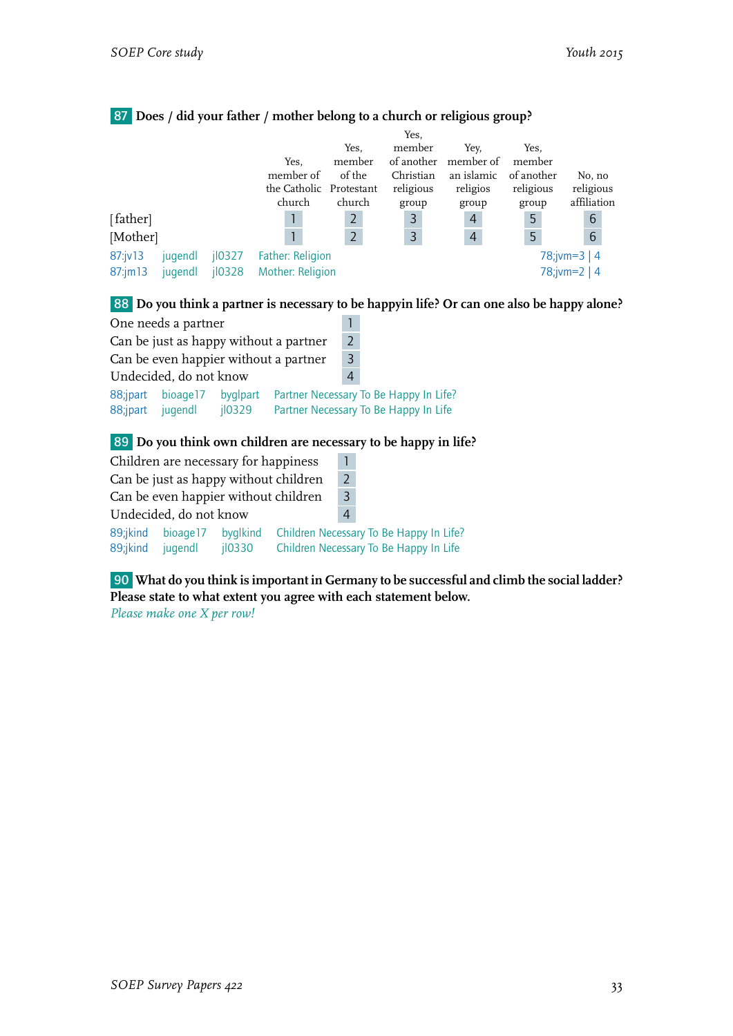**87** **Does / did your father / mother belong to a church or religious group?**

| | Yes, member of the Catholic church | Yes, member of the Protestant church | Yes, member of another Christian religious group | Yey, member of an islamic religios group | Yes, member of another religious group | No, no religious affiliation |
|---|---|---|---|---|---|---|
| [father] | 1 | 2 | 3 | 4 | 5 | 6 |
| [Mother] | 1 | 2 | 3 | 4 | 5 | 6 |

87:jv13 jugendl jl0327 Father: Religion 78;jvm=3 | 4
87:jm13 jugendl jl0328 Mother: Religion 78;jvm=2 | 4

**88** **Do you think a partner is necessary to be happyin life? Or can one also be happy alone?**

| | |
|---|---|
| One needs a partner | 1 |
| Can be just as happy without a partner | 2 |
| Can be even happier without a partner | 3 |
| Undecided, do not know | 4 |

88;jpart bioage17 byglpart Partner Necessary To Be Happy In Life?
88;jpart jugendl jl0329 Partner Necessary To Be Happy In Life

**89** **Do you think own children are necessary to be happy in life?**

| | |
|---|---|
| Children are necessary for happiness | 1 |
| Can be just as happy without children | 2 |
| Can be even happier without children | 3 |
| Undecided, do not know | 4 |

89;jkind bioage17 byglkind Children Necessary To Be Happy In Life?
89;jkind jugendl jl0330 Children Necessary To Be Happy In Life

**90** **What do you think is important in Germany to be successful and climb the social ladder? Please state to what extent you agree with each statement below.**
*Please make one X per row!*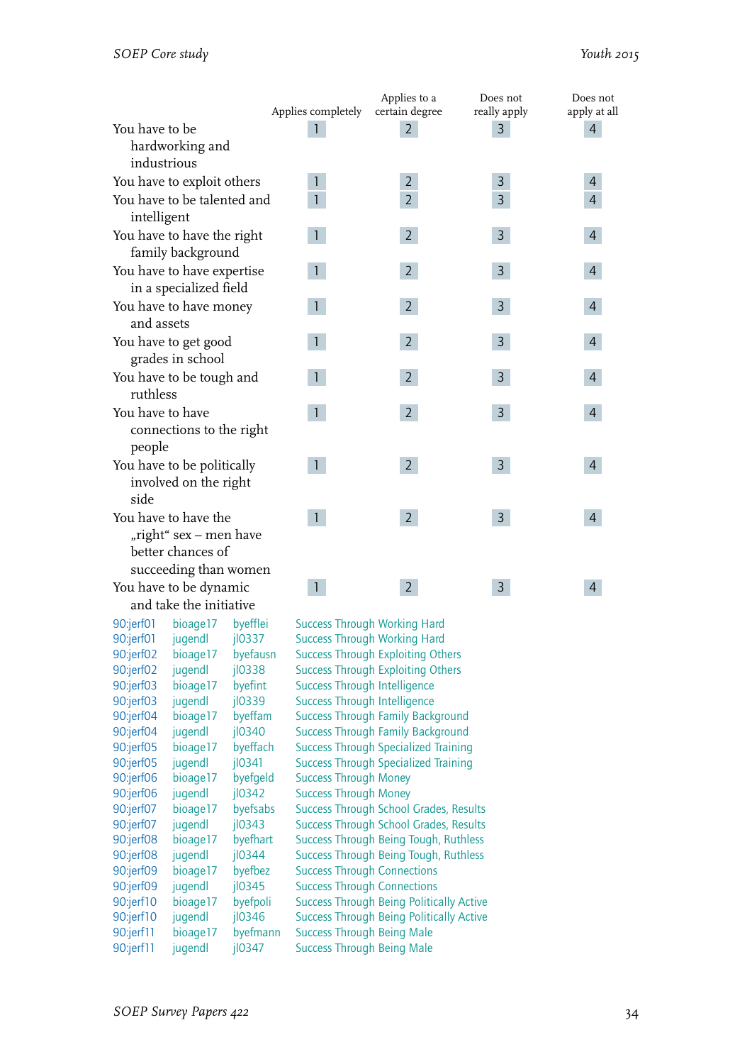| | Applies completely | Applies to a certain degree | Does not really apply | Does not apply at all |
|---|---|---|---|---|
| You have to be hardworking and industrious | 1 | 2 | 3 | 4 |
| You have to exploit others | 1 | 2 | 3 | 4 |
| You have to be talented and intelligent | 1 | 2 | 3 | 4 |
| You have to have the right family background | 1 | 2 | 3 | 4 |
| You have to have expertise in a specialized field | 1 | 2 | 3 | 4 |
| You have to have money and assets | 1 | 2 | 3 | 4 |
| You have to get good grades in school | 1 | 2 | 3 | 4 |
| You have to be tough and ruthless | 1 | 2 | 3 | 4 |
| You have to have connections to the right people | 1 | 2 | 3 | 4 |
| You have to be politically involved on the right side | 1 | 2 | 3 | 4 |
| You have to have the „right" sex – men have better chances of succeeding than women | 1 | 2 | 3 | 4 |
| You have to be dynamic and take the initiative | 1 | 2 | 3 | 4 |

| | | | |
|---|---|---|---|
| 90:jerf01 | bioage17 | byefflei | Success Through Working Hard |
| 90:jerf01 | jugendl | jl0337 | Success Through Working Hard |
| 90:jerf02 | bioage17 | byefausn | Success Through Exploiting Others |
| 90:jerf02 | jugendl | jl0338 | Success Through Exploiting Others |
| 90:jerf03 | bioage17 | byefint | Success Through Intelligence |
| 90:jerf03 | jugendl | jl0339 | Success Through Intelligence |
| 90:jerf04 | bioage17 | byeffam | Success Through Family Background |
| 90:jerf04 | jugendl | jl0340 | Success Through Family Background |
| 90:jerf05 | bioage17 | byeffach | Success Through Specialized Training |
| 90:jerf05 | jugendl | jl0341 | Success Through Specialized Training |
| 90:jerf06 | bioage17 | byefgeld | Success Through Money |
| 90:jerf06 | jugendl | jl0342 | Success Through Money |
| 90:jerf07 | bioage17 | byefsabs | Success Through School Grades, Results |
| 90:jerf07 | jugendl | jl0343 | Success Through School Grades, Results |
| 90:jerf08 | bioage17 | byefhart | Success Through Being Tough, Ruthless |
| 90:jerf08 | jugendl | jl0344 | Success Through Being Tough, Ruthless |
| 90:jerf09 | bioage17 | byefbez | Success Through Connections |
| 90:jerf09 | jugendl | jl0345 | Success Through Connections |
| 90:jerf10 | bioage17 | byefpoli | Success Through Being Politically Active |
| 90:jerf10 | jugendl | jl0346 | Success Through Being Politically Active |
| 90:jerf11 | bioage17 | byefmann | Success Through Being Male |
| 90:jerf11 | jugendl | jl0347 | Success Through Being Male |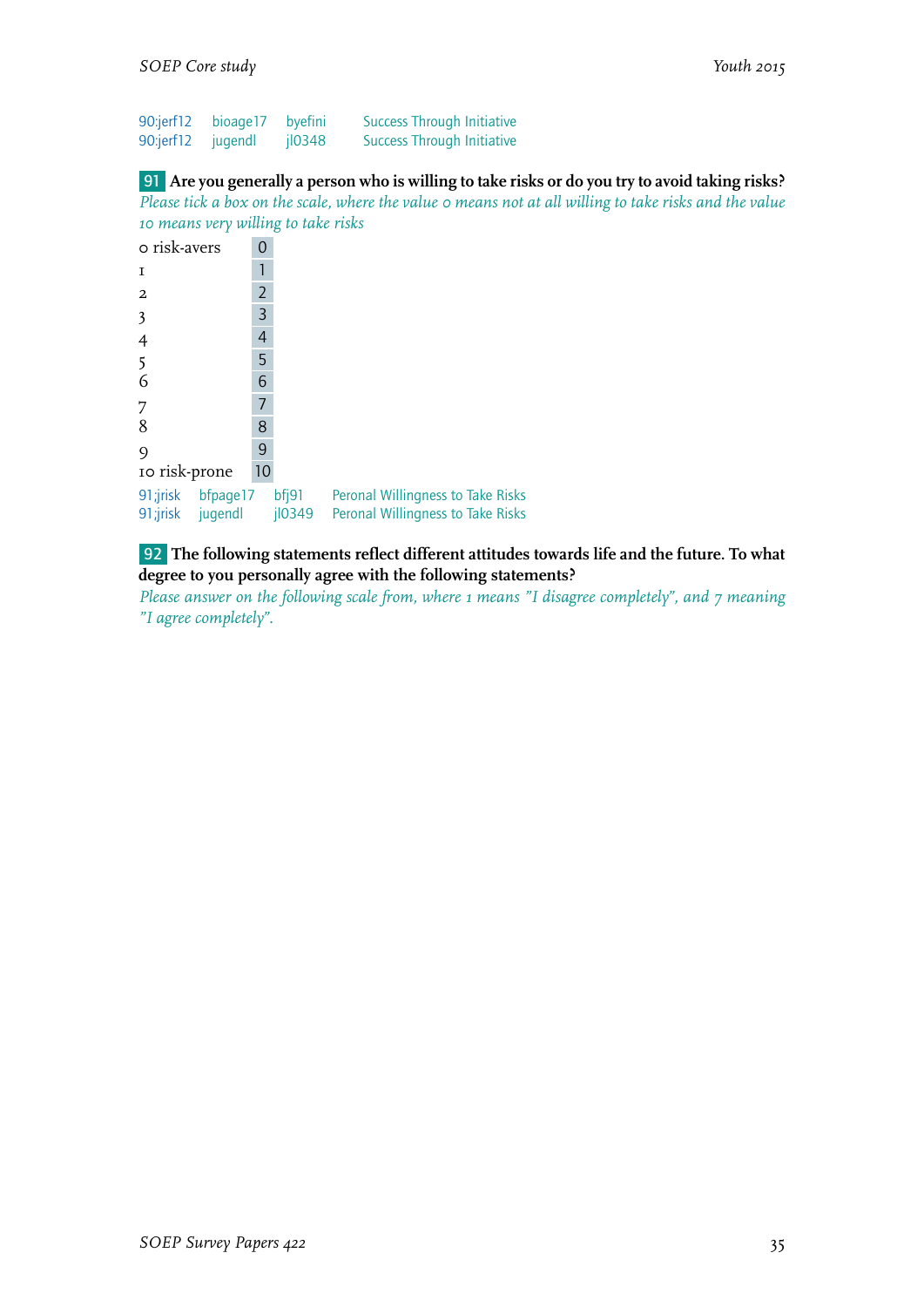| | | | |
|---|---|---|---|
| 90:jerf12 | bioage17 | byefini | Success Through Initiative |
| 90:jerf12 | jugendl | jl0348 | Success Through Initiative |

**91** **Are you generally a person who is willing to take risks or do you try to avoid taking risks?**
*Please tick a box on the scale, where the value 0 means not at all willing to take risks and the value 10 means very willing to take risks*

| | |
|---|---|
| 0 risk-avers | 0 |
| 1 | 1 |
| 2 | 2 |
| 3 | 3 |
| 4 | 4 |
| 5 | 5 |
| 6 | 6 |
| 7 | 7 |
| 8 | 8 |
| 9 | 9 |
| 10 risk-prone | 10 |

| | | | |
|---|---|---|---|
| 91;jrisk | bfpage17 | bfj91 | Peronal Willingness to Take Risks |
| 91;jrisk | jugendl | jl0349 | Peronal Willingness to Take Risks |

**92** **The following statements reflect different attitudes towards life and the future. To what degree to you personally agree with the following statements?**
*Please answer on the following scale from, where 1 means "I disagree completely", and 7 meaning "I agree completely".*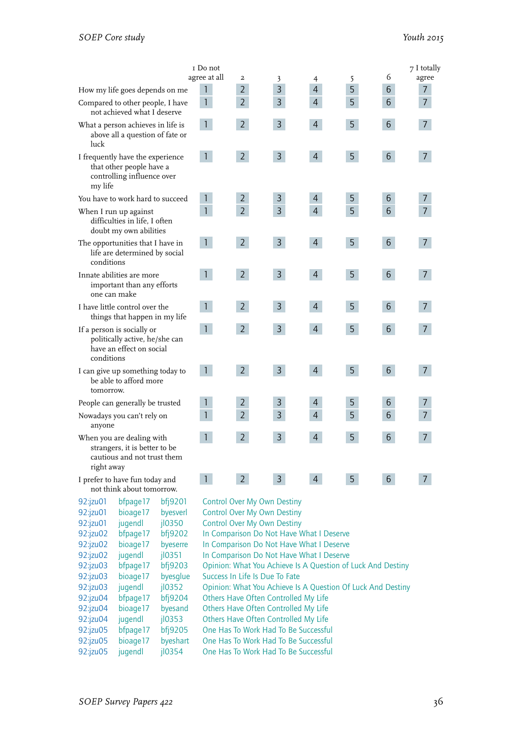| | 1 Do not agree at all | 2 | 3 | 4 | 5 | 6 | 7 I totally agree |
|---|---|---|---|---|---|---|---|
| How my life goes depends on me | 1 | 2 | 3 | 4 | 5 | 6 | 7 |
| Compared to other people, I have not achieved what I deserve | 1 | 2 | 3 | 4 | 5 | 6 | 7 |
| What a person achieves in life is above all a question of fate or luck | 1 | 2 | 3 | 4 | 5 | 6 | 7 |
| I frequently have the experience that other people have a controlling influence over my life | 1 | 2 | 3 | 4 | 5 | 6 | 7 |
| You have to work hard to succeed | 1 | 2 | 3 | 4 | 5 | 6 | 7 |
| When I run up against difficulties in life, I often doubt my own abilities | 1 | 2 | 3 | 4 | 5 | 6 | 7 |
| The opportunities that I have in life are determined by social conditions | 1 | 2 | 3 | 4 | 5 | 6 | 7 |
| Innate abilities are more important than any efforts one can make | 1 | 2 | 3 | 4 | 5 | 6 | 7 |
| I have little control over the things that happen in my life | 1 | 2 | 3 | 4 | 5 | 6 | 7 |
| If a person is socially or politically active, he/she can have an effect on social conditions | 1 | 2 | 3 | 4 | 5 | 6 | 7 |
| I can give up something today to be able to afford more tomorrow. | 1 | 2 | 3 | 4 | 5 | 6 | 7 |
| People can generally be trusted | 1 | 2 | 3 | 4 | 5 | 6 | 7 |
| Nowadays you can't rely on anyone | 1 | 2 | 3 | 4 | 5 | 6 | 7 |
| When you are dealing with strangers, it is better to be cautious and not trust them right away | 1 | 2 | 3 | 4 | 5 | 6 | 7 |
| I prefer to have fun today and not think about tomorrow. | 1 | 2 | 3 | 4 | 5 | 6 | 7 |

92:jzu01 bfpage17 bfj9201 Control Over My Own Destiny
92:jzu01 bioage17 byesverl Control Over My Own Destiny
92:jzu01 jugendl jl0350 Control Over My Own Destiny
92:jzu02 bfpage17 bfj9202 In Comparison Do Not Have What I Deserve
92:jzu02 bioage17 byeserre In Comparison Do Not Have What I Deserve
92:jzu02 jugendl jl0351 In Comparison Do Not Have What I Deserve
92:jzu03 bfpage17 bfj9203 Opinion: What You Achieve Is A Question of Luck And Destiny
92:jzu03 bioage17 byesglue Success In Life Is Due To Fate
92:jzu03 jugendl jl0352 Opinion: What You Achieve Is A Question Of Luck And Destiny
92:jzu04 bfpage17 bfj9204 Others Have Often Controlled My Life
92:jzu04 bioage17 byesand Others Have Often Controlled My Life
92:jzu04 jugendl jl0353 Others Have Often Controlled My Life
92:jzu05 bfpage17 bfj9205 One Has To Work Had To Be Successful
92:jzu05 bioage17 byeshart One Has To Work Had To Be Successful
92:jzu05 jugendl jl0354 One Has To Work Had To Be Successful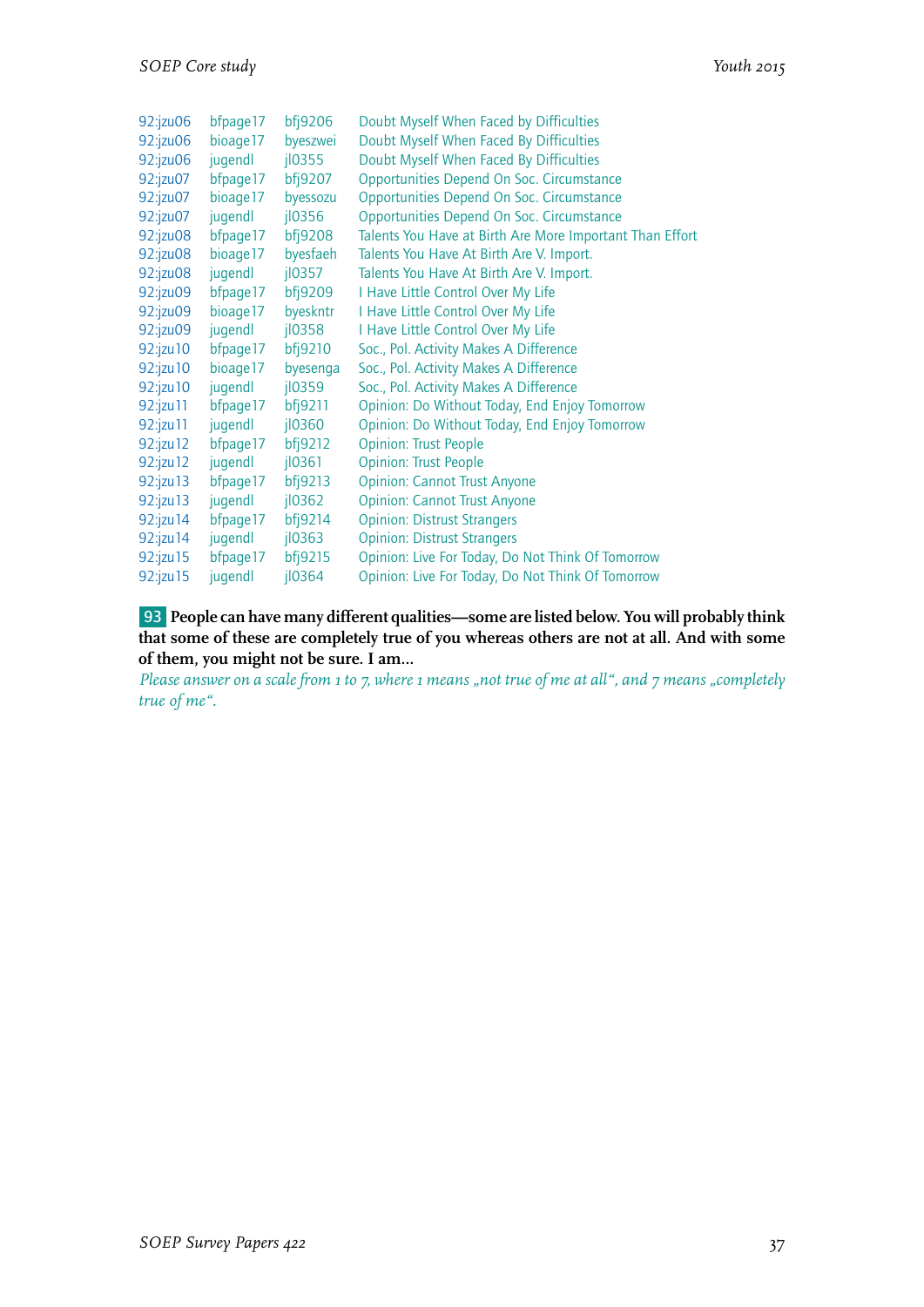| | | | |
|---|---|---|---|
| 92:jzu06 | bfpage17 | bfj9206 | Doubt Myself When Faced by Difficulties |
| 92:jzu06 | bioage17 | byeszwei | Doubt Myself When Faced By Difficulties |
| 92:jzu06 | jugendl | jl0355 | Doubt Myself When Faced By Difficulties |
| 92:jzu07 | bfpage17 | bfj9207 | Opportunities Depend On Soc. Circumstance |
| 92:jzu07 | bioage17 | byessozu | Opportunities Depend On Soc. Circumstance |
| 92:jzu07 | jugendl | jl0356 | Opportunities Depend On Soc. Circumstance |
| 92:jzu08 | bfpage17 | bfj9208 | Talents You Have at Birth Are More Important Than Effort |
| 92:jzu08 | bioage17 | byesfaeh | Talents You Have At Birth Are V. Import. |
| 92:jzu08 | jugendl | jl0357 | Talents You Have At Birth Are V. Import. |
| 92:jzu09 | bfpage17 | bfj9209 | I Have Little Control Over My Life |
| 92:jzu09 | bioage17 | byeskntr | I Have Little Control Over My Life |
| 92:jzu09 | jugendl | jl0358 | I Have Little Control Over My Life |
| 92:jzu10 | bfpage17 | bfj9210 | Soc., Pol. Activity Makes A Difference |
| 92:jzu10 | bioage17 | byesenga | Soc., Pol. Activity Makes A Difference |
| 92:jzu10 | jugendl | jl0359 | Soc., Pol. Activity Makes A Difference |
| 92:jzu11 | bfpage17 | bfj9211 | Opinion: Do Without Today, End Enjoy Tomorrow |
| 92:jzu11 | jugendl | jl0360 | Opinion: Do Without Today, End Enjoy Tomorrow |
| 92:jzu12 | bfpage17 | bfj9212 | Opinion: Trust People |
| 92:jzu12 | jugendl | jl0361 | Opinion: Trust People |
| 92:jzu13 | bfpage17 | bfj9213 | Opinion: Cannot Trust Anyone |
| 92:jzu13 | jugendl | jl0362 | Opinion: Cannot Trust Anyone |
| 92:jzu14 | bfpage17 | bfj9214 | Opinion: Distrust Strangers |
| 92:jzu14 | jugendl | jl0363 | Opinion: Distrust Strangers |
| 92:jzu15 | bfpage17 | bfj9215 | Opinion: Live For Today, Do Not Think Of Tomorrow |
| 92:jzu15 | jugendl | jl0364 | Opinion: Live For Today, Do Not Think Of Tomorrow |

**93 People can have many different qualities—some are listed below. You will probably think that some of these are completely true of you whereas others are not at all. And with some of them, you might not be sure. I am...**

*Please answer on a scale from 1 to 7, where 1 means „not true of me at all“, and 7 means „completely true of me“.*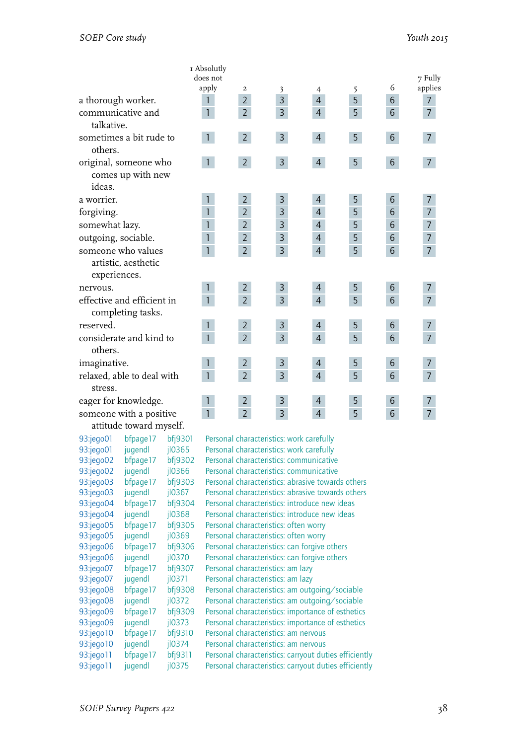| | 1 Absolutly does not apply | 2 | 3 | 4 | 5 | 6 | 7 Fully applies |
|---|---|---|---|---|---|---|---|
| a thorough worker. | 1 | 2 | 3 | 4 | 5 | 6 | 7 |
| communicative and talkative. | 1 | 2 | 3 | 4 | 5 | 6 | 7 |
| sometimes a bit rude to others. | 1 | 2 | 3 | 4 | 5 | 6 | 7 |
| original, someone who comes up with new ideas. | 1 | 2 | 3 | 4 | 5 | 6 | 7 |
| a worrier. | 1 | 2 | 3 | 4 | 5 | 6 | 7 |
| forgiving. | 1 | 2 | 3 | 4 | 5 | 6 | 7 |
| somewhat lazy. | 1 | 2 | 3 | 4 | 5 | 6 | 7 |
| outgoing, sociable. | 1 | 2 | 3 | 4 | 5 | 6 | 7 |
| someone who values artistic, aesthetic experiences. | 1 | 2 | 3 | 4 | 5 | 6 | 7 |
| nervous. | 1 | 2 | 3 | 4 | 5 | 6 | 7 |
| effective and efficient in completing tasks. | 1 | 2 | 3 | 4 | 5 | 6 | 7 |
| reserved. | 1 | 2 | 3 | 4 | 5 | 6 | 7 |
| considerate and kind to others. | 1 | 2 | 3 | 4 | 5 | 6 | 7 |
| imaginative. | 1 | 2 | 3 | 4 | 5 | 6 | 7 |
| relaxed, able to deal with stress. | 1 | 2 | 3 | 4 | 5 | 6 | 7 |
| eager for knowledge. | 1 | 2 | 3 | 4 | 5 | 6 | 7 |
| someone with a positive attitude toward myself. | 1 | 2 | 3 | 4 | 5 | 6 | 7 |

| | | | |
|---|---|---|---|
| 93:jego01 | bfpage17 | bfj9301 | Personal characteristics: work carefully |
| 93:jego01 | jugendl | jl0365 | Personal characteristics: work carefully |
| 93:jego02 | bfpage17 | bfj9302 | Personal characteristics: communicative |
| 93:jego02 | jugendl | jl0366 | Personal characteristics: communicative |
| 93:jego03 | bfpage17 | bfj9303 | Personal characteristics: abrasive towards others |
| 93:jego03 | jugendl | jl0367 | Personal characteristics: abrasive towards others |
| 93:jego04 | bfpage17 | bfj9304 | Personal characteristics: introduce new ideas |
| 93:jego04 | jugendl | jl0368 | Personal characteristics: introduce new ideas |
| 93:jego05 | bfpage17 | bfj9305 | Personal characteristics: often worry |
| 93:jego05 | jugendl | jl0369 | Personal characteristics: often worry |
| 93:jego06 | bfpage17 | bfj9306 | Personal characteristics: can forgive others |
| 93:jego06 | jugendl | jl0370 | Personal characteristics: can forgive others |
| 93:jego07 | bfpage17 | bfj9307 | Personal characteristics: am lazy |
| 93:jego07 | jugendl | jl0371 | Personal characteristics: am lazy |
| 93:jego08 | bfpage17 | bfj9308 | Personal characteristics: am outgoing/sociable |
| 93:jego08 | jugendl | jl0372 | Personal characteristics: am outgoing/sociable |
| 93:jego09 | bfpage17 | bfj9309 | Personal characteristics: importance of esthetics |
| 93:jego09 | jugendl | jl0373 | Personal characteristics: importance of esthetics |
| 93:jego10 | bfpage17 | bfj9310 | Personal characteristics: am nervous |
| 93:jego10 | jugendl | jl0374 | Personal characteristics: am nervous |
| 93:jego11 | bfpage17 | bfj9311 | Personal characteristics: carryout duties efficiently |
| 93:jego11 | jugendl | jl0375 | Personal characteristics: carryout duties efficiently |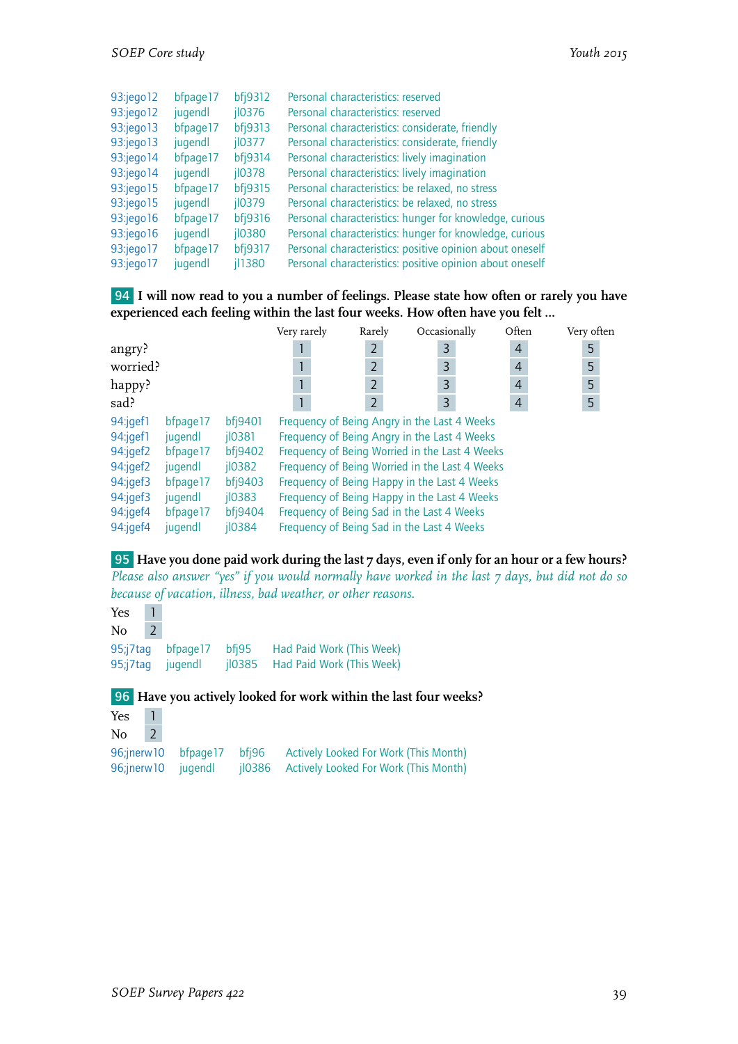| | | | |
|---|---|---|---|
| 93:jego12 | bfpage17 | bfj9312 | Personal characteristics: reserved |
| 93:jego12 | jugendl | jl0376 | Personal characteristics: reserved |
| 93:jego13 | bfpage17 | bfj9313 | Personal characteristics: considerate, friendly |
| 93:jego13 | jugendl | jl0377 | Personal characteristics: considerate, friendly |
| 93:jego14 | bfpage17 | bfj9314 | Personal characteristics: lively imagination |
| 93:jego14 | jugendl | jl0378 | Personal characteristics: lively imagination |
| 93:jego15 | bfpage17 | bfj9315 | Personal characteristics: be relaxed, no stress |
| 93:jego15 | jugendl | jl0379 | Personal characteristics: be relaxed, no stress |
| 93:jego16 | bfpage17 | bfj9316 | Personal characteristics: hunger for knowledge, curious |
| 93:jego16 | jugendl | jl0380 | Personal characteristics: hunger for knowledge, curious |
| 93:jego17 | bfpage17 | bfj9317 | Personal characteristics: positive opinion about oneself |
| 93:jego17 | jugendl | jl1380 | Personal characteristics: positive opinion about oneself |

**94** **I will now read to you a number of feelings. Please state how often or rarely you have experienced each feeling within the last four weeks. How often have you felt ...**

| | Very rarely | Rarely | Occasionally | Often | Very often |
|---|---|---|---|---|---|
| angry? | 1 | 2 | 3 | 4 | 5 |
| worried? | 1 | 2 | 3 | 4 | 5 |
| happy? | 1 | 2 | 3 | 4 | 5 |
| sad? | 1 | 2 | 3 | 4 | 5 |

| | | | |
|---|---|---|---|
| 94:jgef1 | bfpage17 | bfj9401 | Frequency of Being Angry in the Last 4 Weeks |
| 94:jgef1 | jugendl | jl0381 | Frequency of Being Angry in the Last 4 Weeks |
| 94:jgef2 | bfpage17 | bfj9402 | Frequency of Being Worried in the Last 4 Weeks |
| 94:jgef2 | jugendl | jl0382 | Frequency of Being Worried in the Last 4 Weeks |
| 94:jgef3 | bfpage17 | bfj9403 | Frequency of Being Happy in the Last 4 Weeks |
| 94:jgef3 | jugendl | jl0383 | Frequency of Being Happy in the Last 4 Weeks |
| 94:jgef4 | bfpage17 | bfj9404 | Frequency of Being Sad in the Last 4 Weeks |
| 94:jgef4 | jugendl | jl0384 | Frequency of Being Sad in the Last 4 Weeks |

**95** **Have you done paid work during the last 7 days, even if only for an hour or a few hours?**

*Please also answer "yes" if you would normally have worked in the last 7 days, but did not do so because of vacation, illness, bad weather, or other reasons.*

Yes 1
No 2

| | | | |
|---|---|---|---|
| 95;j7tag | bfpage17 | bfj95 | Had Paid Work (This Week) |
| 95;j7tag | jugendl | jl0385 | Had Paid Work (This Week) |

**96** **Have you actively looked for work within the last four weeks?**

Yes 1
No 2

| | | | |
|---|---|---|---|
| 96;jnerw10 | bfpage17 | bfj96 | Actively Looked For Work (This Month) |
| 96;jnerw10 | jugendl | jl0386 | Actively Looked For Work (This Month) |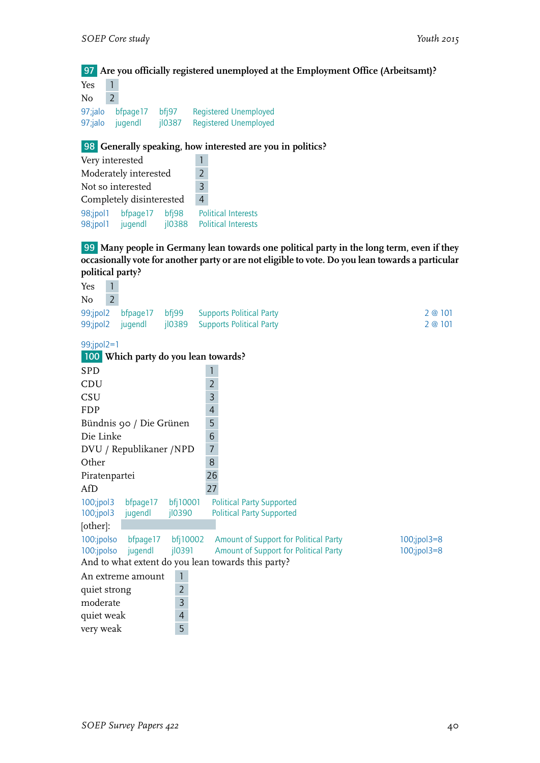**97 Are you officially registered unemployed at the Employment Office (Arbeitsamt)?**

| | |
|---|---|
| Yes | 1 |
| No | 2 |

97;jalo bfpage17 bfj97 Registered Unemployed
97;jalo jugendl jl0387 Registered Unemployed

**98 Generally speaking, how interested are you in politics?**

| | |
|---|---|
| Very interested | 1 |
| Moderately interested | 2 |
| Not so interested | 3 |
| Completely disinterested | 4 |

98;jpol1 bfpage17 bfj98 Political Interests
98;jpol1 jugendl jl0388 Political Interests

**99 Many people in Germany lean towards one political party in the long term, even if they occasionally vote for another party or are not eligible to vote. Do you lean towards a particular political party?**

| | |
|---|---|
| Yes | 1 |
| No | 2 |

99;jpol2 bfpage17 bfj99 Supports Political Party 2 @ 101
99;jpol2 jugendl jl0389 Supports Political Party 2 @ 101

99;jpol2=1

**100 Which party do you lean towards?**

| | |
|---|---|
| SPD | 1 |
| CDU | 2 |
| CSU | 3 |
| FDP | 4 |
| Bündnis 90 / Die Grünen | 5 |
| Die Linke | 6 |
| DVU / Republikaner /NPD | 7 |
| Other | 8 |
| Piratenpartei | 26 |
| AfD | 27 |

100;jpol3 bfpage17 bfj10001 Political Party Supported
100;jpol3 jugendl jl0390 Political Party Supported

[other]:

100:jpolso bfpage17 bfj10002 Amount of Support for Political Party 100;jpol3=8
100:jpolso jugendl jl0391 Amount of Support for Political Party 100;jpol3=8

And to what extent do you lean towards this party?

| | |
|---|---|
| An extreme amount | 1 |
| quiet strong | 2 |
| moderate | 3 |
| quiet weak | 4 |
| very weak | 5 |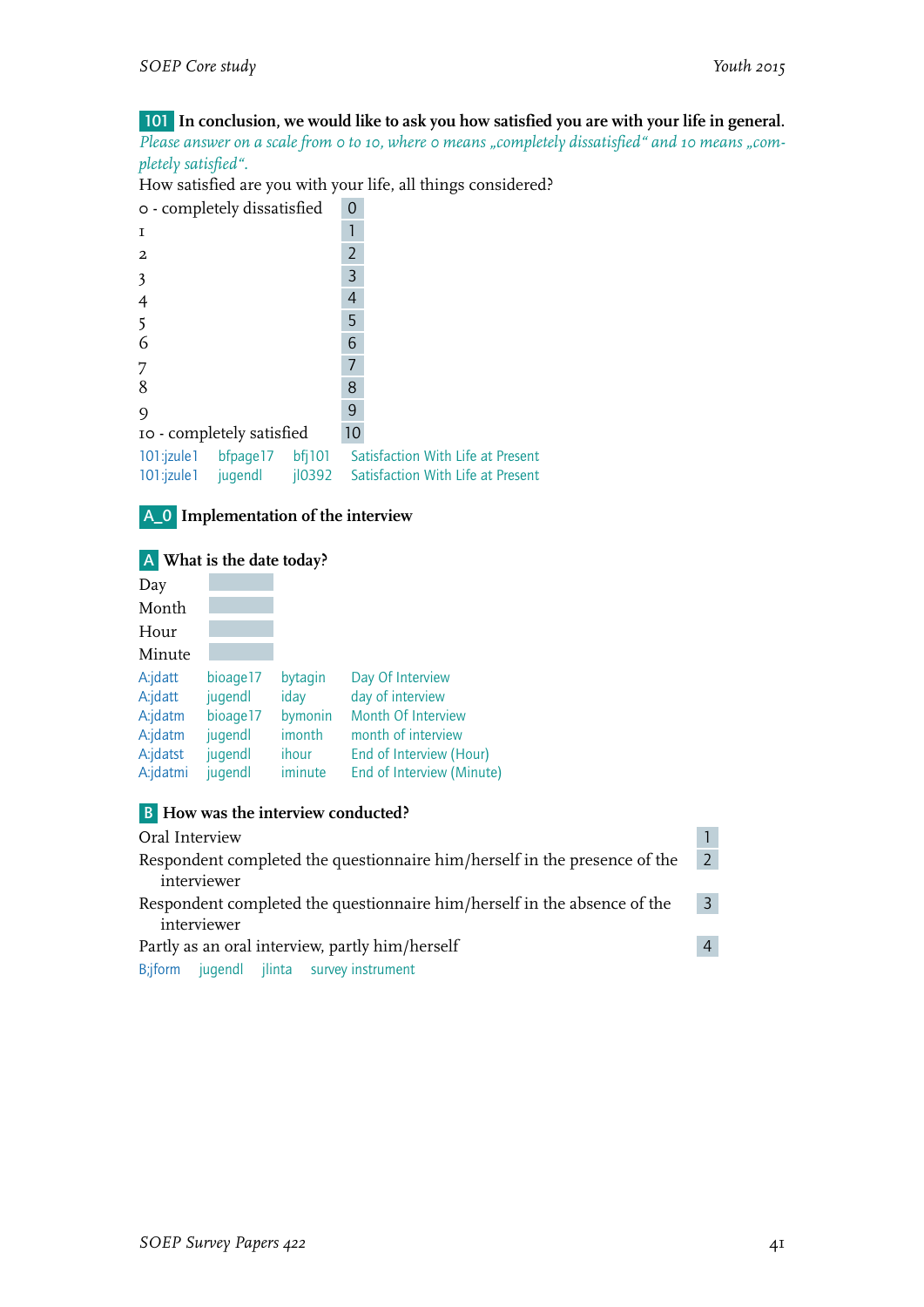**101** **In conclusion, we would like to ask you how satisfied you are with your life in general.**
*Please answer on a scale from 0 to 10, where 0 means „completely dissatisfied" and 10 means „completely satisfied".*
How satisfied are you with your life, all things considered?

| | |
|---|---|
| 0 - completely dissatisfied | 0 |
| 1 | 1 |
| 2 | 2 |
| 3 | 3 |
| 4 | 4 |
| 5 | 5 |
| 6 | 6 |
| 7 | 7 |
| 8 | 8 |
| 9 | 9 |
| 10 - completely satisfied | 10 |

| | | | |
|---|---|---|---|
| 101:jzule1 | bfpage17 | bfj101 | Satisfaction With Life at Present |
| 101:jzule1 | jugendl | jl0392 | Satisfaction With Life at Present |

## A_0 Implementation of the interview

**A** **What is the date today?**

Day
Month
Hour
Minute

| | | | |
|---|---|---|---|
| A:jdatt | bioage17 | bytagin | Day Of Interview |
| A:jdatt | jugendl | iday | day of interview |
| A:jdatm | bioage17 | bymonin | Month Of Interview |
| A:jdatm | jugendl | imonth | month of interview |
| A:jdatst | jugendl | ihour | End of Interview (Hour) |
| A:jdatmi | jugendl | iminute | End of Interview (Minute) |

**B** **How was the interview conducted?**

| | |
|---|---|
| Oral Interview | 1 |
| Respondent completed the questionnaire him/herself in the presence of the interviewer | 2 |
| Respondent completed the questionnaire him/herself in the absence of the interviewer | 3 |
| Partly as an oral interview, partly him/herself | 4 |

| | | | |
|---|---|---|---|
| B:jform | jugendl | jlinta | survey instrument |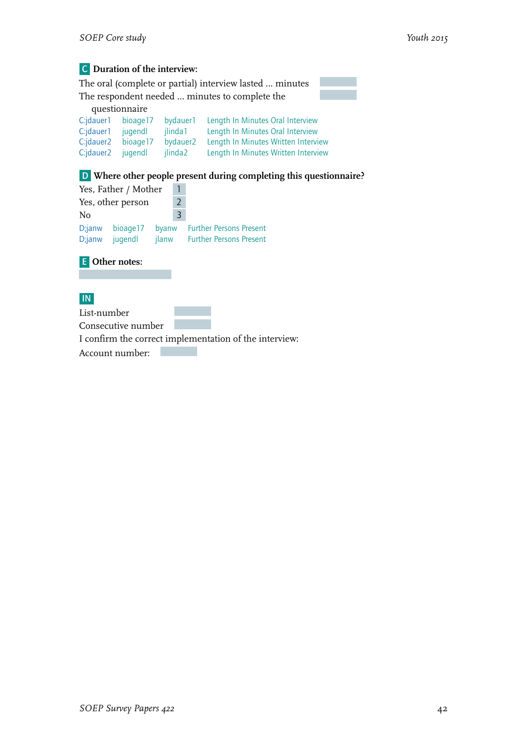## C Duration of the interview:

The oral (complete or partial) interview lasted ... minutes

The respondent needed ... minutes to complete the questionnaire

| | | | |
|---|---|---|---|
| C:jdauer1 | bioage17 | bydauer1 | Length In Minutes Oral Interview |
| C:jdauer1 | jugendl | jlinda1 | Length In Minutes Oral Interview |
| C:jdauer2 | bioage17 | bydauer2 | Length In Minutes Written Interview |
| C:jdauer2 | jugendl | jlinda2 | Length In Minutes Written Interview |

## D Where other people present during completing this questionnaire?

Yes, Father / Mother 1

Yes, other person 2

No 3

| | | | |
|---|---|---|---|
| D:janw | bioage17 | byanw | Further Persons Present |
| D:janw | jugendl | jlanw | Further Persons Present |

## E Other notes:

## IN

List-number

Consecutive number

I confirm the correct implementation of the interview:

Account number: